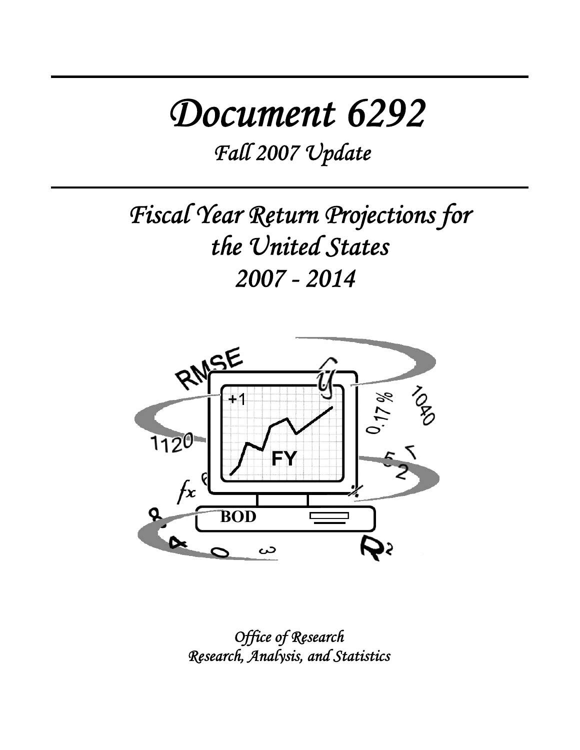# Document 6292

## Fall 2007 Update

# Fiscal Year Return Projections for the United States 2007 - 2014

*Office of Research*
*Research, Analysis, and Statistics*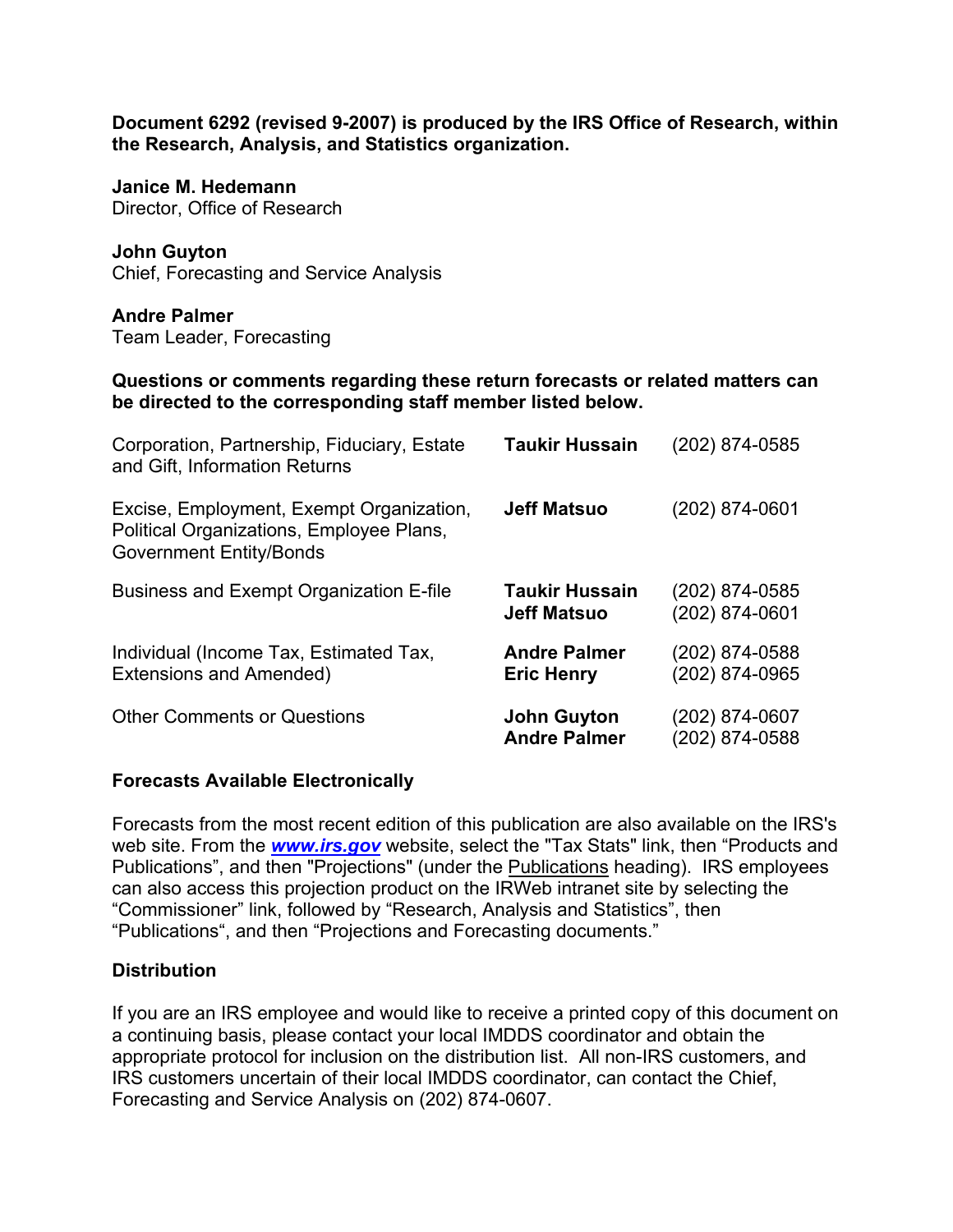**Document 6292 (revised 9-2007) is produced by the IRS Office of Research, within the Research, Analysis, and Statistics organization.**

**Janice M. Hedemann**
Director, Office of Research

**John Guyton**
Chief, Forecasting and Service Analysis

**Andre Palmer**
Team Leader, Forecasting

**Questions or comments regarding these return forecasts or related matters can be directed to the corresponding staff member listed below.**

| | | |
|---|---|---|
| Corporation, Partnership, Fiduciary, Estate and Gift, Information Returns | **Taukir Hussain** | (202) 874-0585 |
| Excise, Employment, Exempt Organization, Political Organizations, Employee Plans, Government Entity/Bonds | **Jeff Matsuo** | (202) 874-0601 |
| Business and Exempt Organization E-file | **Taukir Hussain**<br>**Jeff Matsuo** | (202) 874-0585<br>(202) 874-0601 |
| Individual (Income Tax, Estimated Tax, Extensions and Amended) | **Andre Palmer**<br>**Eric Henry** | (202) 874-0588<br>(202) 874-0965 |
| Other Comments or Questions | **John Guyton**<br>**Andre Palmer** | (202) 874-0607<br>(202) 874-0588 |

## Forecasts Available Electronically

Forecasts from the most recent edition of this publication are also available on the IRS's web site. From the ***www.irs.gov*** website, select the "Tax Stats" link, then "Products and Publications", and then "Projections" (under the Publications heading). IRS employees can also access this projection product on the IRWeb intranet site by selecting the "Commissioner" link, followed by "Research, Analysis and Statistics", then "Publications", and then "Projections and Forecasting documents."

## Distribution

If you are an IRS employee and would like to receive a printed copy of this document on a continuing basis, please contact your local IMDDS coordinator and obtain the appropriate protocol for inclusion on the distribution list. All non-IRS customers, and IRS customers uncertain of their local IMDDS coordinator, can contact the Chief, Forecasting and Service Analysis on (202) 874-0607.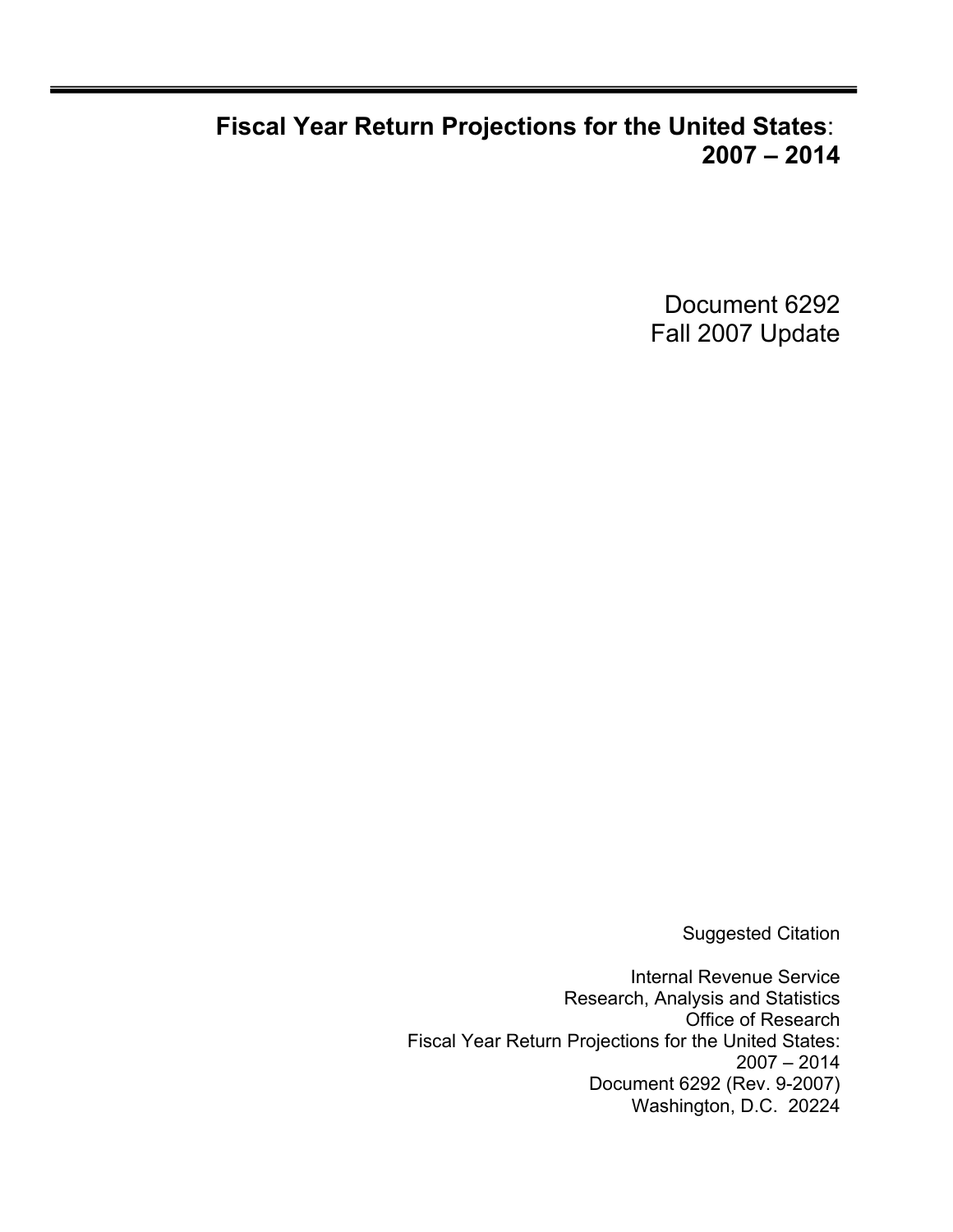# **Fiscal Year Return Projections for the United States**: 2007 – 2014

Document 6292
Fall 2007 Update

Suggested Citation

Internal Revenue Service
Research, Analysis and Statistics
Office of Research
Fiscal Year Return Projections for the United States:
2007 – 2014
Document 6292 (Rev. 9-2007)
Washington, D.C. 20224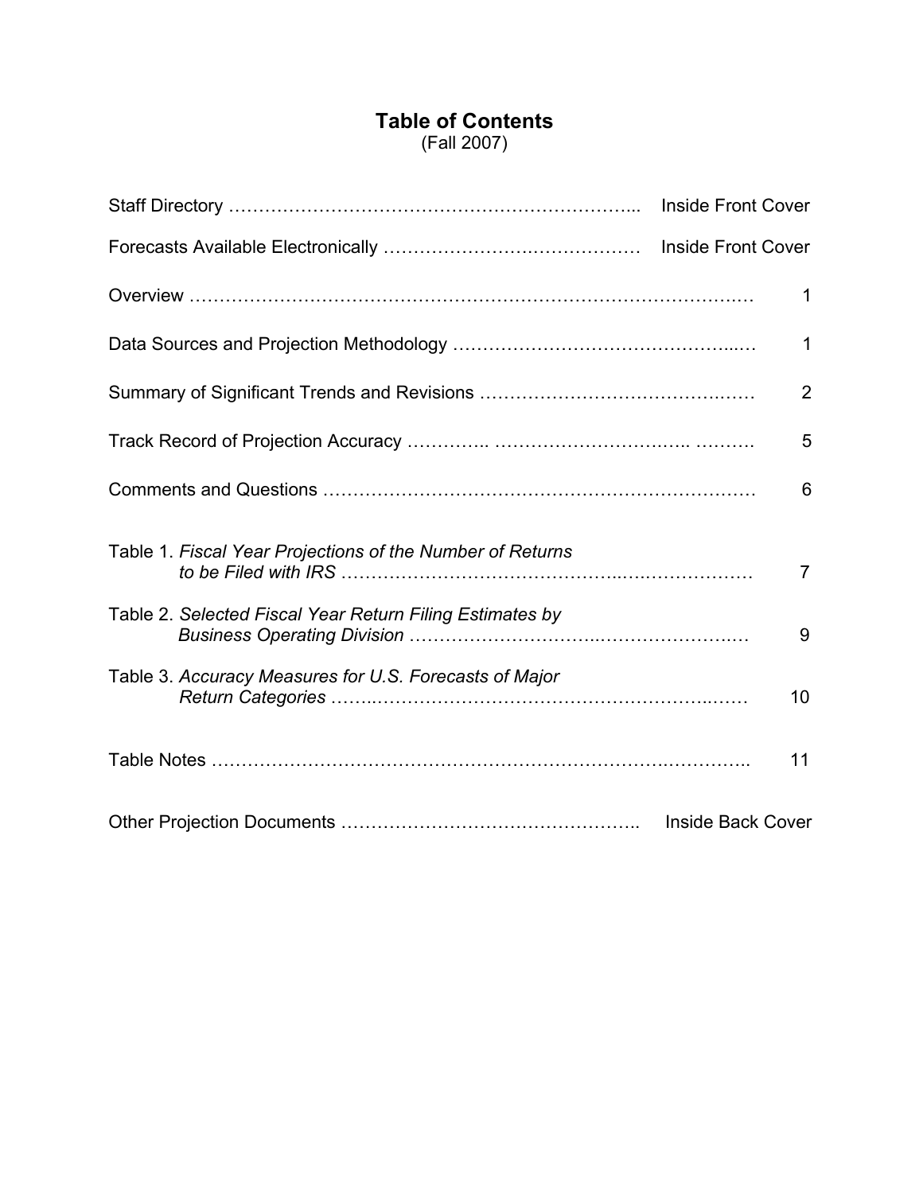# Table of Contents

(Fall 2007)

| | |
|---|---|
| Staff Directory | Inside Front Cover |
| Forecasts Available Electronically | Inside Front Cover |
| Overview | 1 |
| Data Sources and Projection Methodology | 1 |
| Summary of Significant Trends and Revisions | 2 |
| Track Record of Projection Accuracy | 5 |
| Comments and Questions | 6 |
| Table 1. *Fiscal Year Projections of the Number of Returns to be Filed with IRS* | 7 |
| Table 2. *Selected Fiscal Year Return Filing Estimates by Business Operating Division* | 9 |
| Table 3. *Accuracy Measures for U.S. Forecasts of Major Return Categories* | 10 |
| Table Notes | 11 |
| Other Projection Documents | Inside Back Cover |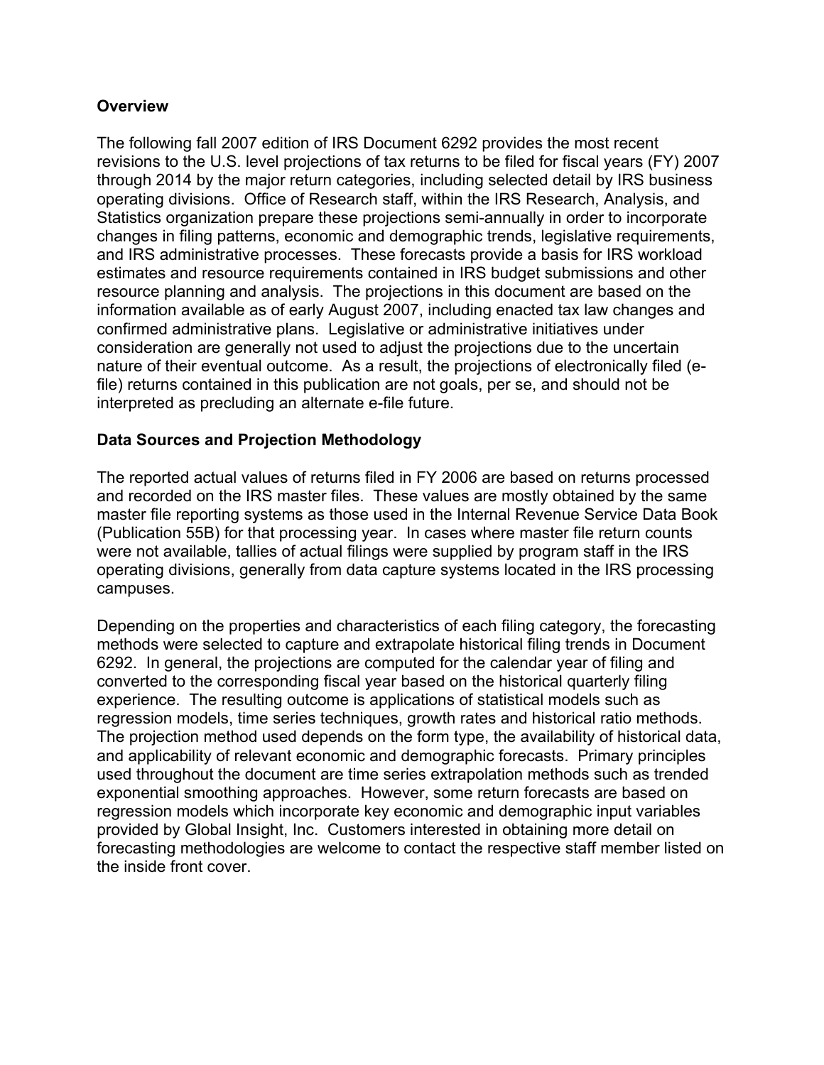## Overview

The following fall 2007 edition of IRS Document 6292 provides the most recent revisions to the U.S. level projections of tax returns to be filed for fiscal years (FY) 2007 through 2014 by the major return categories, including selected detail by IRS business operating divisions. Office of Research staff, within the IRS Research, Analysis, and Statistics organization prepare these projections semi-annually in order to incorporate changes in filing patterns, economic and demographic trends, legislative requirements, and IRS administrative processes. These forecasts provide a basis for IRS workload estimates and resource requirements contained in IRS budget submissions and other resource planning and analysis. The projections in this document are based on the information available as of early August 2007, including enacted tax law changes and confirmed administrative plans. Legislative or administrative initiatives under consideration are generally not used to adjust the projections due to the uncertain nature of their eventual outcome. As a result, the projections of electronically filed (e-file) returns contained in this publication are not goals, per se, and should not be interpreted as precluding an alternate e-file future.

## Data Sources and Projection Methodology

The reported actual values of returns filed in FY 2006 are based on returns processed and recorded on the IRS master files. These values are mostly obtained by the same master file reporting systems as those used in the Internal Revenue Service Data Book (Publication 55B) for that processing year. In cases where master file return counts were not available, tallies of actual filings were supplied by program staff in the IRS operating divisions, generally from data capture systems located in the IRS processing campuses.

Depending on the properties and characteristics of each filing category, the forecasting methods were selected to capture and extrapolate historical filing trends in Document 6292. In general, the projections are computed for the calendar year of filing and converted to the corresponding fiscal year based on the historical quarterly filing experience. The resulting outcome is applications of statistical models such as regression models, time series techniques, growth rates and historical ratio methods. The projection method used depends on the form type, the availability of historical data, and applicability of relevant economic and demographic forecasts. Primary principles used throughout the document are time series extrapolation methods such as trended exponential smoothing approaches. However, some return forecasts are based on regression models which incorporate key economic and demographic input variables provided by Global Insight, Inc. Customers interested in obtaining more detail on forecasting methodologies are welcome to contact the respective staff member listed on the inside front cover.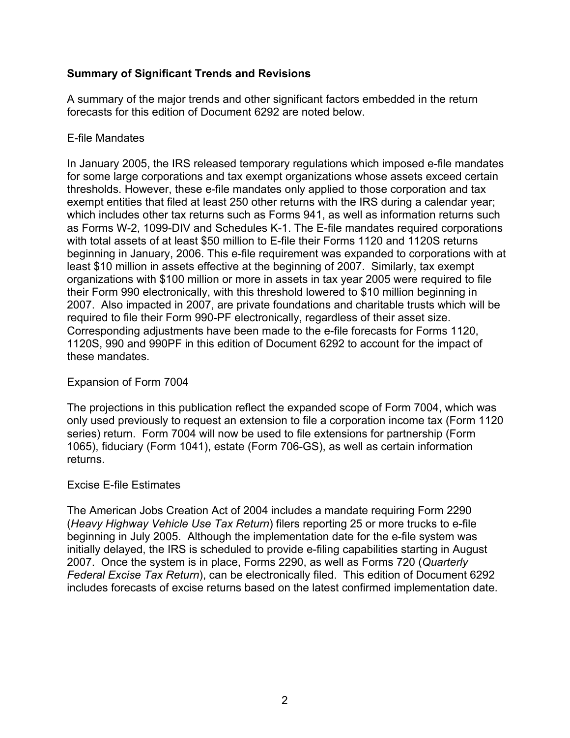## Summary of Significant Trends and Revisions

A summary of the major trends and other significant factors embedded in the return forecasts for this edition of Document 6292 are noted below.

### E-file Mandates

In January 2005, the IRS released temporary regulations which imposed e-file mandates for some large corporations and tax exempt organizations whose assets exceed certain thresholds. However, these e-file mandates only applied to those corporation and tax exempt entities that filed at least 250 other returns with the IRS during a calendar year; which includes other tax returns such as Forms 941, as well as information returns such as Forms W-2, 1099-DIV and Schedules K-1. The E-file mandates required corporations with total assets of at least $50 million to E-file their Forms 1120 and 1120S returns beginning in January, 2006. This e-file requirement was expanded to corporations with at least $10 million in assets effective at the beginning of 2007. Similarly, tax exempt organizations with $100 million or more in assets in tax year 2005 were required to file their Form 990 electronically, with this threshold lowered to $10 million beginning in 2007. Also impacted in 2007, are private foundations and charitable trusts which will be required to file their Form 990-PF electronically, regardless of their asset size. Corresponding adjustments have been made to the e-file forecasts for Forms 1120, 1120S, 990 and 990PF in this edition of Document 6292 to account for the impact of these mandates.

### Expansion of Form 7004

The projections in this publication reflect the expanded scope of Form 7004, which was only used previously to request an extension to file a corporation income tax (Form 1120 series) return. Form 7004 will now be used to file extensions for partnership (Form 1065), fiduciary (Form 1041), estate (Form 706-GS), as well as certain information returns.

### Excise E-file Estimates

The American Jobs Creation Act of 2004 includes a mandate requiring Form 2290 (*Heavy Highway Vehicle Use Tax Return*) filers reporting 25 or more trucks to e-file beginning in July 2005. Although the implementation date for the e-file system was initially delayed, the IRS is scheduled to provide e-filing capabilities starting in August 2007. Once the system is in place, Forms 2290, as well as Forms 720 (*Quarterly Federal Excise Tax Return*), can be electronically filed. This edition of Document 6292 includes forecasts of excise returns based on the latest confirmed implementation date.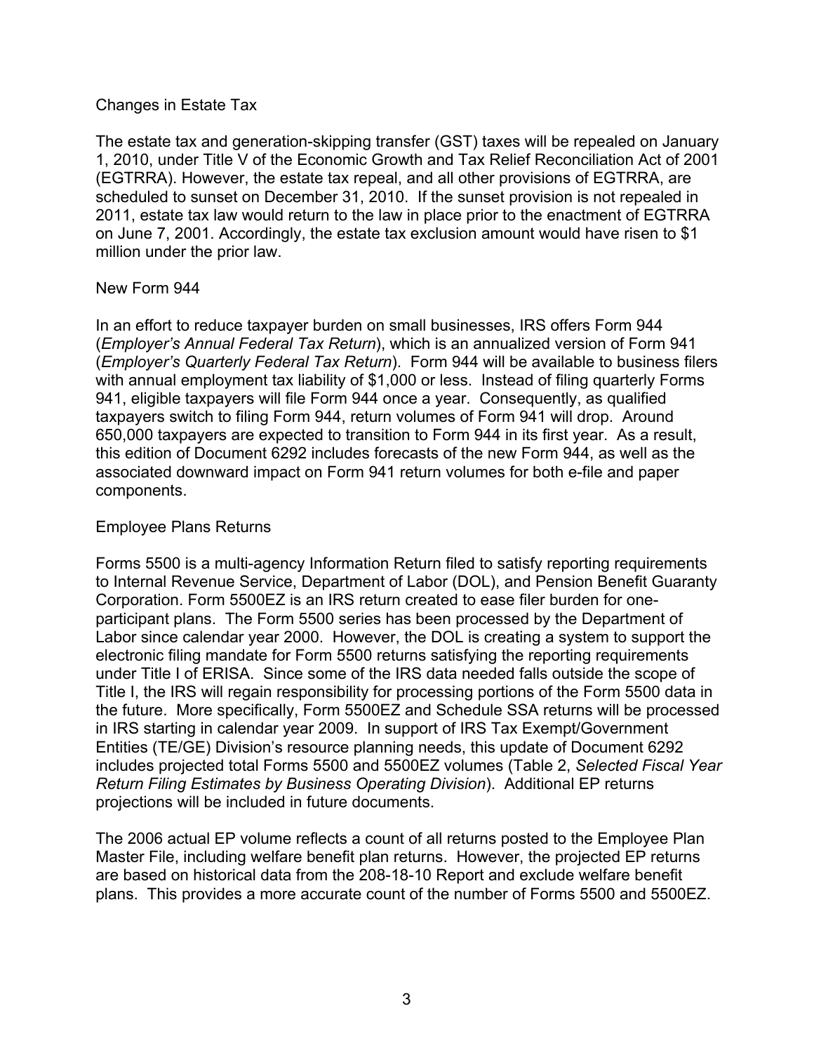## Changes in Estate Tax

The estate tax and generation-skipping transfer (GST) taxes will be repealed on January 1, 2010, under Title V of the Economic Growth and Tax Relief Reconciliation Act of 2001 (EGTRRA). However, the estate tax repeal, and all other provisions of EGTRRA, are scheduled to sunset on December 31, 2010. If the sunset provision is not repealed in 2011, estate tax law would return to the law in place prior to the enactment of EGTRRA on June 7, 2001. Accordingly, the estate tax exclusion amount would have risen to $1 million under the prior law.

## New Form 944

In an effort to reduce taxpayer burden on small businesses, IRS offers Form 944 (*Employer's Annual Federal Tax Return*), which is an annualized version of Form 941 (*Employer's Quarterly Federal Tax Return*). Form 944 will be available to business filers with annual employment tax liability of $1,000 or less. Instead of filing quarterly Forms 941, eligible taxpayers will file Form 944 once a year. Consequently, as qualified taxpayers switch to filing Form 944, return volumes of Form 941 will drop. Around 650,000 taxpayers are expected to transition to Form 944 in its first year. As a result, this edition of Document 6292 includes forecasts of the new Form 944, as well as the associated downward impact on Form 941 return volumes for both e-file and paper components.

## Employee Plans Returns

Forms 5500 is a multi-agency Information Return filed to satisfy reporting requirements to Internal Revenue Service, Department of Labor (DOL), and Pension Benefit Guaranty Corporation. Form 5500EZ is an IRS return created to ease filer burden for one-participant plans. The Form 5500 series has been processed by the Department of Labor since calendar year 2000. However, the DOL is creating a system to support the electronic filing mandate for Form 5500 returns satisfying the reporting requirements under Title I of ERISA. Since some of the IRS data needed falls outside the scope of Title I, the IRS will regain responsibility for processing portions of the Form 5500 data in the future. More specifically, Form 5500EZ and Schedule SSA returns will be processed in IRS starting in calendar year 2009. In support of IRS Tax Exempt/Government Entities (TE/GE) Division's resource planning needs, this update of Document 6292 includes projected total Forms 5500 and 5500EZ volumes (Table 2, *Selected Fiscal Year Return Filing Estimates by Business Operating Division*). Additional EP returns projections will be included in future documents.

The 2006 actual EP volume reflects a count of all returns posted to the Employee Plan Master File, including welfare benefit plan returns. However, the projected EP returns are based on historical data from the 208-18-10 Report and exclude welfare benefit plans. This provides a more accurate count of the number of Forms 5500 and 5500EZ.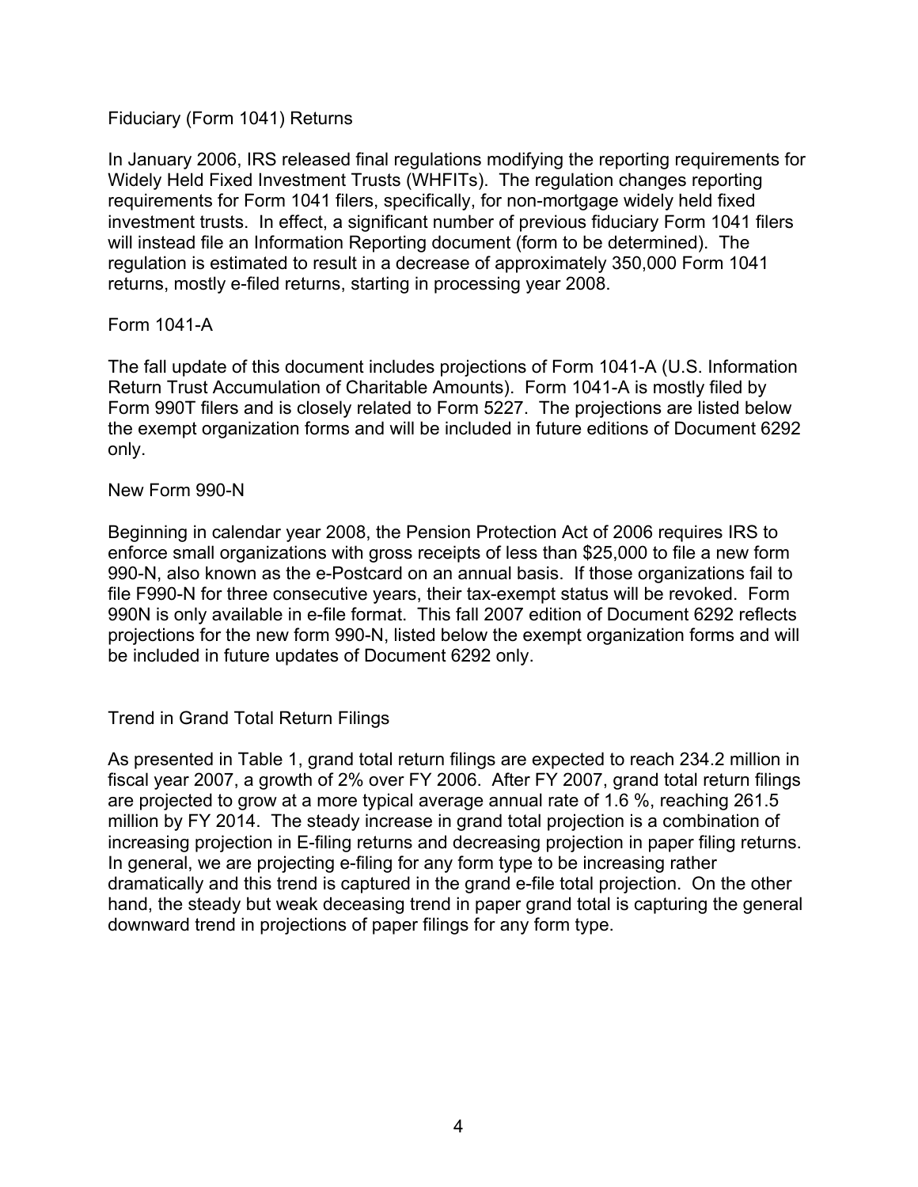## Fiduciary (Form 1041) Returns

In January 2006, IRS released final regulations modifying the reporting requirements for Widely Held Fixed Investment Trusts (WHFITs). The regulation changes reporting requirements for Form 1041 filers, specifically, for non-mortgage widely held fixed investment trusts. In effect, a significant number of previous fiduciary Form 1041 filers will instead file an Information Reporting document (form to be determined). The regulation is estimated to result in a decrease of approximately 350,000 Form 1041 returns, mostly e-filed returns, starting in processing year 2008.

## Form 1041-A

The fall update of this document includes projections of Form 1041-A (U.S. Information Return Trust Accumulation of Charitable Amounts). Form 1041-A is mostly filed by Form 990T filers and is closely related to Form 5227. The projections are listed below the exempt organization forms and will be included in future editions of Document 6292 only.

## New Form 990-N

Beginning in calendar year 2008, the Pension Protection Act of 2006 requires IRS to enforce small organizations with gross receipts of less than $25,000 to file a new form 990-N, also known as the e-Postcard on an annual basis. If those organizations fail to file F990-N for three consecutive years, their tax-exempt status will be revoked. Form 990N is only available in e-file format. This fall 2007 edition of Document 6292 reflects projections for the new form 990-N, listed below the exempt organization forms and will be included in future updates of Document 6292 only.

## Trend in Grand Total Return Filings

As presented in Table 1, grand total return filings are expected to reach 234.2 million in fiscal year 2007, a growth of 2% over FY 2006. After FY 2007, grand total return filings are projected to grow at a more typical average annual rate of 1.6 %, reaching 261.5 million by FY 2014. The steady increase in grand total projection is a combination of increasing projection in E-filing returns and decreasing projection in paper filing returns. In general, we are projecting e-filing for any form type to be increasing rather dramatically and this trend is captured in the grand e-file total projection. On the other hand, the steady but weak deceasing trend in paper grand total is capturing the general downward trend in projections of paper filings for any form type.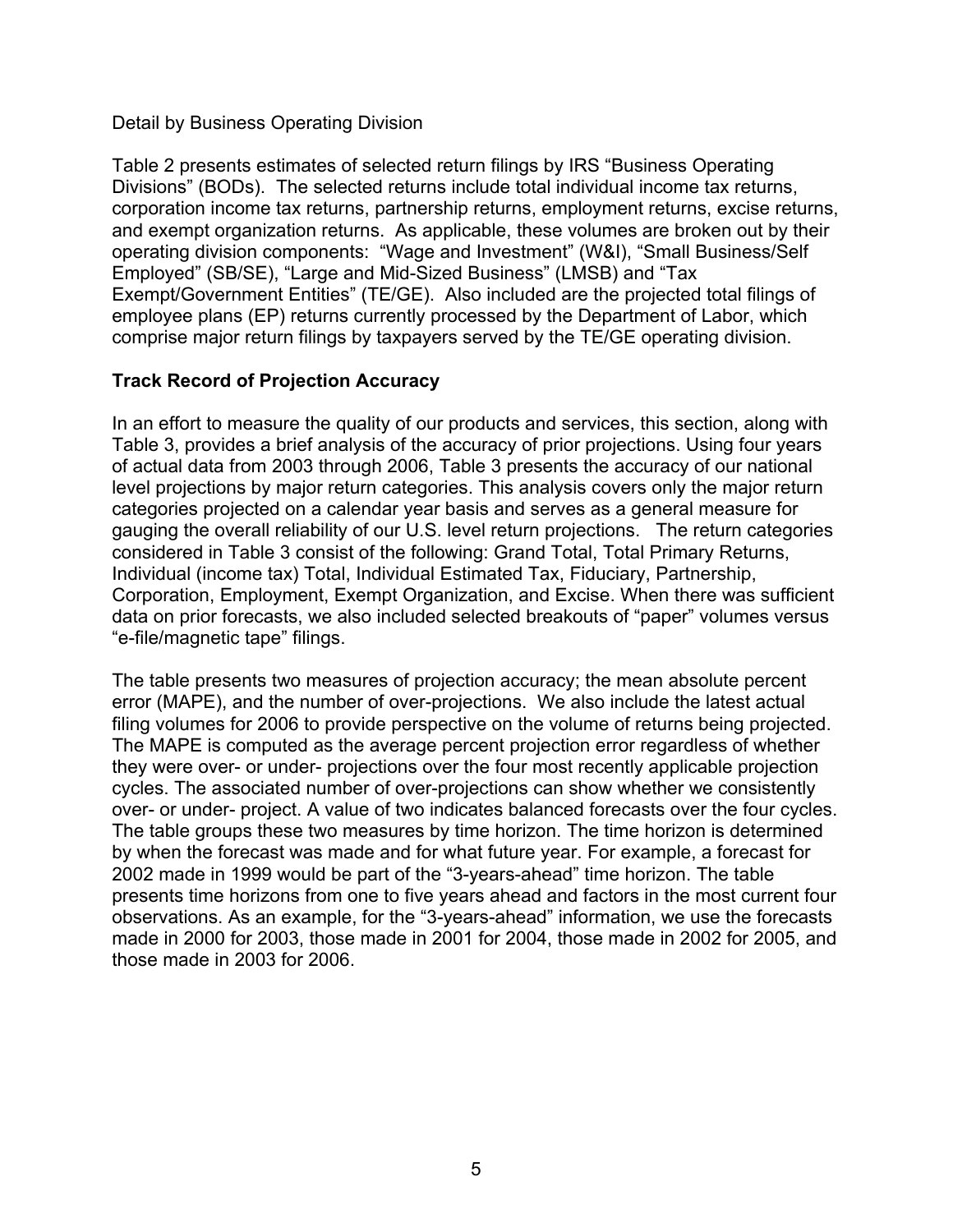Detail by Business Operating Division

Table 2 presents estimates of selected return filings by IRS "Business Operating Divisions" (BODs). The selected returns include total individual income tax returns, corporation income tax returns, partnership returns, employment returns, excise returns, and exempt organization returns. As applicable, these volumes are broken out by their operating division components: "Wage and Investment" (W&I), "Small Business/Self Employed" (SB/SE), "Large and Mid-Sized Business" (LMSB) and "Tax Exempt/Government Entities" (TE/GE). Also included are the projected total filings of employee plans (EP) returns currently processed by the Department of Labor, which comprise major return filings by taxpayers served by the TE/GE operating division.

## Track Record of Projection Accuracy

In an effort to measure the quality of our products and services, this section, along with Table 3, provides a brief analysis of the accuracy of prior projections. Using four years of actual data from 2003 through 2006, Table 3 presents the accuracy of our national level projections by major return categories. This analysis covers only the major return categories projected on a calendar year basis and serves as a general measure for gauging the overall reliability of our U.S. level return projections. The return categories considered in Table 3 consist of the following: Grand Total, Total Primary Returns, Individual (income tax) Total, Individual Estimated Tax, Fiduciary, Partnership, Corporation, Employment, Exempt Organization, and Excise. When there was sufficient data on prior forecasts, we also included selected breakouts of "paper" volumes versus "e-file/magnetic tape" filings.

The table presents two measures of projection accuracy; the mean absolute percent error (MAPE), and the number of over-projections. We also include the latest actual filing volumes for 2006 to provide perspective on the volume of returns being projected. The MAPE is computed as the average percent projection error regardless of whether they were over- or under- projections over the four most recently applicable projection cycles. The associated number of over-projections can show whether we consistently over- or under- project. A value of two indicates balanced forecasts over the four cycles. The table groups these two measures by time horizon. The time horizon is determined by when the forecast was made and for what future year. For example, a forecast for 2002 made in 1999 would be part of the "3-years-ahead" time horizon. The table presents time horizons from one to five years ahead and factors in the most current four observations. As an example, for the "3-years-ahead" information, we use the forecasts made in 2000 for 2003, those made in 2001 for 2004, those made in 2002 for 2005, and those made in 2003 for 2006.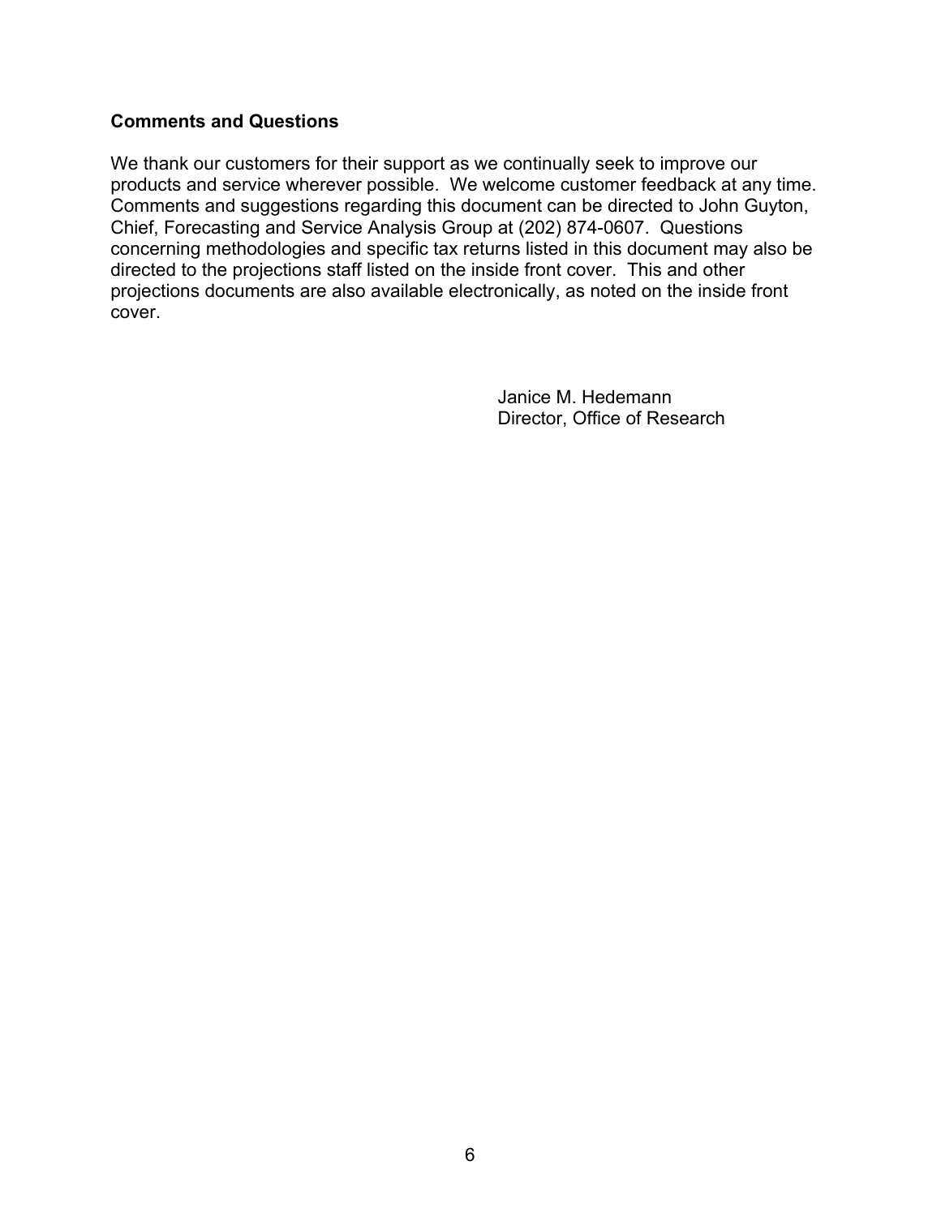### Comments and Questions

We thank our customers for their support as we continually seek to improve our products and service wherever possible. We welcome customer feedback at any time. Comments and suggestions regarding this document can be directed to John Guyton, Chief, Forecasting and Service Analysis Group at (202) 874-0607. Questions concerning methodologies and specific tax returns listed in this document may also be directed to the projections staff listed on the inside front cover. This and other projections documents are also available electronically, as noted on the inside front cover.

Janice M. Hedemann
Director, Office of Research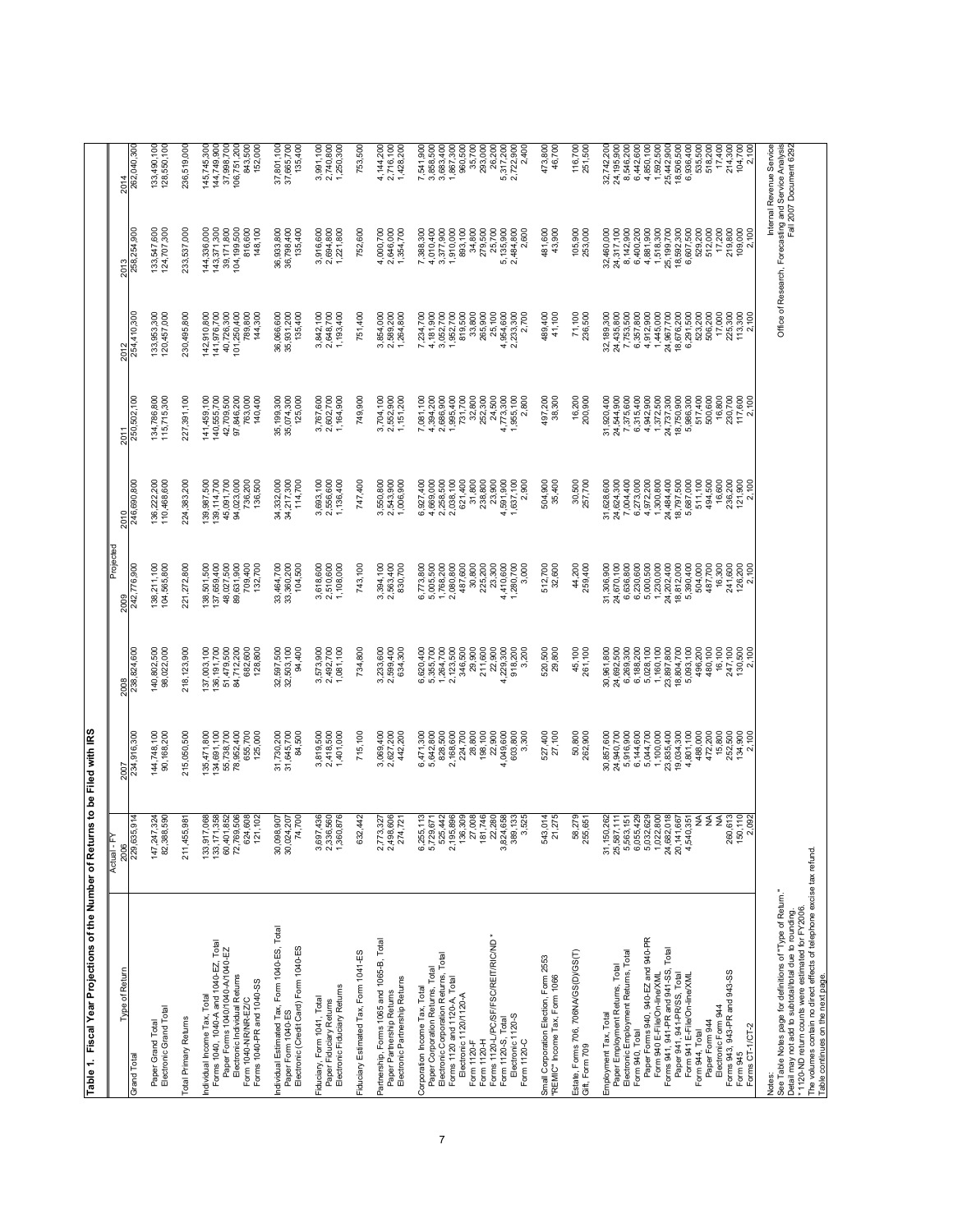**Table 1. Fiscal Year Projections of the Number of Returns to be Filed with IRS**

| Type of Return | Actual - FY 2006 | 2007 | 2008 | 2009 | 2010 | 2011 | 2012 | 2013 | 2014 |
|---|---|---|---|---|---|---|---|---|---|
| | | Projected | | | | | | | |
| Grand Total | 229,635,914 | 234,916,300 | 238,824,600 | 242,776,900 | 246,690,800 | 250,502,100 | 254,410,300 | 258,254,900 | 262,040,300 |
| Paper Grand Total | 147,247,324 | 144,748,100 | 140,802,500 | 138,211,100 | 136,222,200 | 134,786,800 | 133,953,300 | 133,547,600 | 133,490,100 |
| Electronic Grand Total | 82,388,590 | 90,168,200 | 98,022,000 | 104,565,800 | 110,468,600 | 115,715,300 | 120,457,000 | 124,707,300 | 128,550,100 |
| Total Primary Returns | 211,455,981 | 215,050,500 | 218,123,900 | 221,272,800 | 224,383,200 | 227,391,100 | 230,495,800 | 233,537,000 | 236,519,000 |
| Individual Income Tax, Total | 133,917,068 | 135,471,800 | 137,003,100 | 138,501,500 | 139,987,500 | 141,459,100 | 142,910,800 | 144,336,000 | 145,745,300 |
| Forms 1040, 1040-A and 1040-EZ, Total | 133,171,358 | 134,691,100 | 136,191,700 | 137,659,400 | 139,114,700 | 140,555,700 | 141,976,700 | 143,371,300 | 144,749,900 |
| Paper Forms 1040/1040-A/1040-EZ | 60,401,852 | 55,738,700 | 51,479,500 | 48,027,500 | 45,091,700 | 42,709,500 | 40,726,300 | 39,171,800 | 37,998,700 |
| Electronic Individual Returns | 72,769,506 | 78,952,400 | 84,712,200 | 89,631,900 | 94,023,000 | 97,846,200 | 101,250,400 | 104,199,500 | 106,751,200 |
| Form 1040-NR/NR-EZ/C | 624,608 | 655,700 | 682,600 | 709,400 | 736,200 | 763,000 | 789,800 | 816,600 | 843,500 |
| Forms 1040-PR and 1040-SS | 121,102 | 125,000 | 128,800 | 132,700 | 136,500 | 140,400 | 144,300 | 148,100 | 152,000 |
| Individual Estimated Tax, Form 1040-ES, Total | 30,098,907 | 31,730,200 | 32,597,500 | 33,464,700 | 34,332,000 | 35,199,300 | 36,066,600 | 36,933,800 | 37,801,100 |
| Paper Form 1040-ES | 30,024,207 | 31,645,700 | 32,503,100 | 33,360,200 | 34,217,300 | 35,074,300 | 35,931,200 | 36,798,400 | 37,665,700 |
| Electronic (Credit Card) Form 1040-ES | 74,700 | 84,500 | 94,400 | 104,500 | 114,700 | 125,000 | 135,400 | 135,400 | 135,400 |
| Fiduciary, Form 1041, Total | 3,697,436 | 3,819,500 | 3,573,900 | 3,618,600 | 3,693,100 | 3,767,600 | 3,842,100 | 3,916,600 | 3,991,100 |
| Paper Fiduciary Returns | 2,336,560 | 2,418,500 | 2,492,700 | 2,510,600 | 2,556,600 | 2,602,700 | 2,648,700 | 2,694,800 | 2,740,800 |
| Electronic Fiduciary Returns | 1,360,876 | 1,401,000 | 1,081,100 | 1,108,000 | 1,136,400 | 1,164,900 | 1,193,400 | 1,221,800 | 1,250,300 |
| Fiduciary Estimated Tax, Form 1041-ES | 632,442 | 715,100 | 734,800 | 743,100 | 747,400 | 749,900 | 751,400 | 752,600 | 753,500 |
| Partnership, Forms 1065 and 1065-B, Total | 2,773,327 | 3,069,400 | 3,233,600 | 3,394,100 | 3,550,800 | 3,704,100 | 3,854,000 | 4,000,700 | 4,144,200 |
| Paper Partnership Returns | 2,498,606 | 2,627,200 | 2,599,400 | 2,563,400 | 2,543,900 | 2,552,900 | 2,589,200 | 2,646,000 | 2,716,100 |
| Electronic Partnership Returns | 274,721 | 442,200 | 634,300 | 830,700 | 1,006,900 | 1,151,200 | 1,264,800 | 1,354,700 | 1,428,200 |
| Corporation Income Tax, Total | 6,255,113 | 6,471,300 | 6,620,400 | 6,773,800 | 6,927,400 | 7,081,100 | 7,234,700 | 7,388,300 | 7,541,900 |
| Paper Corporation Returns, Total | 5,729,671 | 5,642,800 | 5,355,700 | 5,005,500 | 4,669,000 | 4,394,200 | 4,181,900 | 4,010,400 | 3,858,500 |
| Electronic Corporation Returns, Total | 525,442 | 828,500 | 1,264,700 | 1,768,200 | 2,258,500 | 2,686,900 | 3,052,700 | 3,377,900 | 3,683,400 |
| Forms 1120 and 1120-A, Total | 2,195,896 | 2,168,600 | 2,123,500 | 2,080,800 | 2,038,100 | 1,995,400 | 1,952,700 | 1,910,000 | 1,867,300 |
| Electronic 1120/1120-A | 136,309 | 224,700 | 346,500 | 487,600 | 621,400 | 731,700 | 819,500 | 893,100 | 960,500 |
| Form 1120-F | 27,008 | 28,800 | 29,900 | 30,800 | 31,800 | 32,800 | 33,800 | 34,800 | 35,700 |
| Form 1120-H | 181,746 | 198,100 | 211,600 | 225,200 | 238,800 | 252,300 | 265,900 | 279,500 | 293,000 |
| Forms 1120-L/PC/SF/FSC/REIT/RIC/ND * | 22,280 | 22,900 | 22,900 | 23,300 | 23,900 | 24,500 | 25,100 | 25,700 | 26,200 |
| Form 1120-S, Total | 3,824,658 | 4,049,600 | 4,229,300 | 4,410,600 | 4,591,900 | 4,773,300 | 4,954,600 | 5,135,900 | 5,317,200 |
| Electronic 1120-S | 389,133 | 603,800 | 918,200 | 1,280,700 | 1,637,100 | 1,955,100 | 2,233,300 | 2,484,800 | 2,722,900 |
| Form 1120-C | 3,525 | 3,300 | 3,200 | 3,000 | 2,900 | 2,800 | 2,700 | 2,600 | 2,400 |
| Small Corporation Election, Form 2553 | 543,014 | 527,400 | 520,500 | 512,700 | 504,900 | 497,200 | 489,400 | 481,600 | 473,800 |
| "REMIC" Income Tax, Form 1066 | 21,275 | 27,100 | 29,800 | 32,600 | 35,400 | 38,300 | 41,100 | 43,900 | 46,700 |
| Estate, Forms 706, 706NA/GS(D)/GS(T) | 58,279 | 50,800 | 45,100 | 44,200 | 30,500 | 16,200 | 71,100 | 105,900 | 116,700 |
| Gift, Form 709 | 255,651 | 262,900 | 261,100 | 259,400 | 257,700 | 200,900 | 236,500 | 253,000 | 251,500 |
| Employment Tax, Total | 31,150,262 | 30,857,600 | 30,961,800 | 31,306,900 | 31,628,600 | 31,920,400 | 32,189,300 | 32,460,000 | 32,742,200 |
| Paper Employment Returns, Total | 25,587,111 | 24,940,700 | 24,692,500 | 24,670,100 | 24,624,300 | 24,544,900 | 24,435,800 | 24,317,100 | 24,195,900 |
| Electronic Employment Returns, Total | 5,563,151 | 5,916,900 | 6,269,300 | 6,636,800 | 7,004,400 | 7,375,600 | 7,753,500 | 8,142,900 | 8,546,200 |
| Form 940, Total | 6,055,429 | 6,144,600 | 6,188,200 | 6,230,600 | 6,273,000 | 6,315,400 | 6,357,800 | 6,400,200 | 6,442,600 |
| Paper Forms 940, 940-EZ and 940-PR | 5,032,629 | 5,044,700 | 5,028,100 | 5,000,500 | 4,972,200 | 4,942,900 | 4,912,900 | 4,881,900 | 4,850,100 |
| Form 940 E-File/On-line/XML | 1,022,800 | 1,100,000 | 1,160,100 | 1,230,000 | 1,300,800 | 1,372,500 | 1,445,000 | 1,518,300 | 1,592,500 |
| Forms 941, 941-PR and 941-SS, Total | 24,682,018 | 23,835,400 | 23,897,800 | 24,202,400 | 24,484,400 | 24,737,300 | 24,967,700 | 25,199,700 | 25,442,900 |
| Paper 941, 941-PR/SS, Total | 20,141,667 | 19,034,300 | 18,804,700 | 18,812,000 | 18,797,500 | 18,750,900 | 18,676,200 | 18,592,300 | 18,506,500 |
| Form 941 E-File/On-line/XML | 4,540,351 | 4,801,100 | 5,093,100 | 5,390,400 | 5,687,000 | 5,986,300 | 6,291,500 | 6,607,500 | 6,936,400 |
| Form 944, Total | NA | 488,000 | 496,200 | 504,000 | 511,100 | 517,400 | 523,200 | 529,200 | 535,500 |
| Paper Form 944 | NA | 472,200 | 480,100 | 487,700 | 494,500 | 500,600 | 506,200 | 512,000 | 518,200 |
| Electronic Form 944 | NA | 15,800 | 16,100 | 16,300 | 16,600 | 16,800 | 17,000 | 17,200 | 17,400 |
| Forms 943, 943-PR and 943-SS | 260,613 | 252,500 | 247,100 | 241,600 | 236,200 | 230,700 | 225,300 | 219,800 | 214,300 |
| Form 945 | 150,110 | 134,900 | 130,500 | 126,200 | 121,900 | 117,600 | 113,300 | 109,000 | 104,700 |
| Forms CT-1/CT-2 | 2,092 | 2,100 | 2,100 | 2,100 | 2,100 | 2,100 | 2,100 | 2,100 | 2,100 |

Notes:
See Table Notes page for definitions of "Type of Return."
Detail may not add to subtotal/total due to rounding.
* 1120-ND return counts were estimated for FY2006.
The volumes contain no direct effects of telephone excise tax refund.
Table continues on the next page.

Internal Revenue Service
Office of Research, Forecasting and Service Analysis
Fall 2007 Document 6292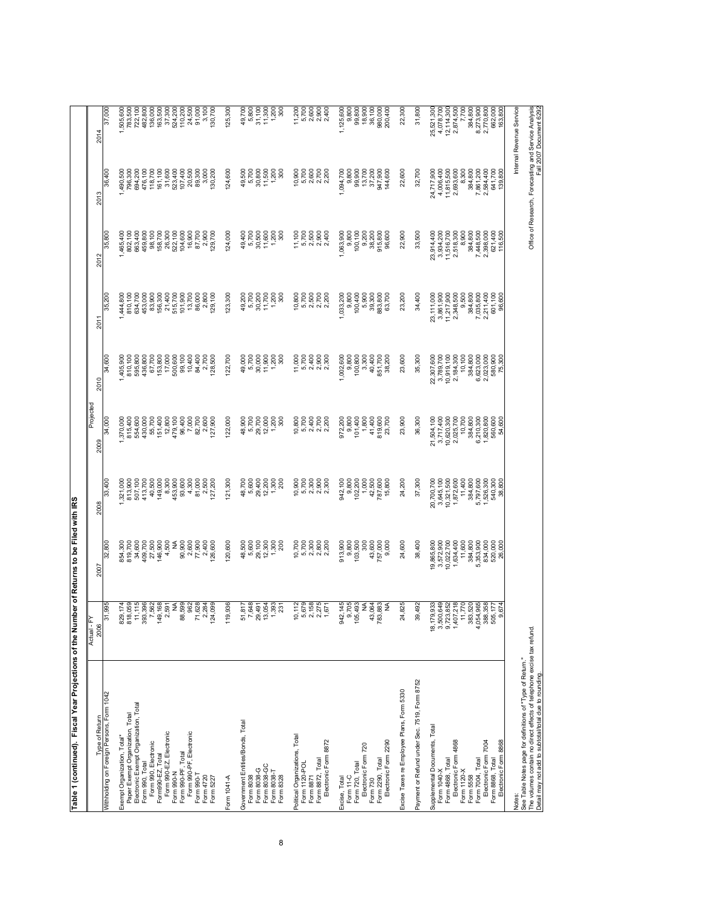## Table 1 (continued). Fiscal Year Projections of the Number of Returns to be Filed with IRS

| Type of Return | Actual - FY 2006 | 2007 | 2008 | Projected 2009 | 2010 | 2011 | 2012 | 2013 | 2014 |
|---|---|---|---|---|---|---|---|---|---|
| Withholding on Foreign Persons, Form 1042 | 31,995 | 32,800 | 33,400 | 34,000 | 34,600 | 35,200 | 35,800 | 36,400 | 37,000 |
| | | | | | | | | | |
| Exempt Organization, Total* | 829,174 | 854,300 | 1,321,000 | 1,370,000 | 1,405,900 | 1,444,800 | 1,465,400 | 1,490,500 | 1,505,600 |
| Paper Exempt Organization, Total | 818,059 | 819,700 | 813,900 | 815,400 | 810,100 | 810,100 | 802,100 | 796,300 | 783,500 |
| Electronic Exempt Organization, Total | 11,115 | 34,600 | 507,100 | 554,600 | 595,800 | 634,700 | 663,400 | 694,200 | 722,100 |
| Form 990, Total | 393,396 | 409,700 | 413,700 | 430,000 | 436,800 | 453,000 | 459,600 | 476,100 | 482,800 |
| Form 990, Electronic | 7,562 | 27,500 | 40,500 | 55,700 | 67,700 | 83,900 | 98,100 | 118,700 | 136,000 |
| Form990-EZ, Total | 149,168 | 146,900 | 149,000 | 151,400 | 153,800 | 156,300 | 158,700 | 161,100 | 163,500 |
| Form 990-EZ, Electronic | 2,591 | 4,500 | 8,300 | 12,800 | 17,000 | 21,400 | 26,300 | 31,600 | 37,300 |
| Form 990-N | NA | NA | 453,900 | 479,100 | 500,600 | 515,700 | 522,100 | 523,400 | 524,200 |
| Form 990-PF, Total | 88,599 | 90,900 | 93,600 | 96,400 | 99,100 | 101,900 | 104,600 | 107,400 | 110,200 |
| Form 990-PF, Electronic | 962 | 2,600 | 4,300 | 7,000 | 10,400 | 13,700 | 16,900 | 20,500 | 24,500 |
| Form 990-T | 71,628 | 77,900 | 81,000 | 82,700 | 84,400 | 86,000 | 87,700 | 89,300 | 91,000 |
| Form 4720 | 2,284 | 2,400 | 2,500 | 2,600 | 2,700 | 2,800 | 2,900 | 3,000 | 3,100 |
| Form 5227 | 124,099 | 126,600 | 127,200 | 127,900 | 128,500 | 129,100 | 129,700 | 130,200 | 130,700 |
| | | | | | | | | | |
| Form 1041-A | 119,936 | 120,600 | 121,300 | 122,000 | 122,700 | 123,300 | 124,000 | 124,600 | 125,300 |
| | | | | | | | | | |
| Government Entities/Bonds, Total | 51,817 | 48,500 | 48,700 | 48,900 | 49,000 | 49,200 | 49,400 | 49,500 | 49,700 |
| Form 8038 | 7,648 | 5,600 | 5,600 | 5,700 | 5,700 | 5,700 | 5,700 | 5,700 | 5,800 |
| Form 8038-G | 29,491 | 29,100 | 29,400 | 29,700 | 30,000 | 30,200 | 30,500 | 30,800 | 31,100 |
| Form 8038-GC | 13,054 | 12,300 | 12,200 | 12,000 | 11,900 | 11,700 | 11,600 | 11,500 | 11,300 |
| Form 8038-T | 1,393 | 1,300 | 1,300 | 1,200 | 1,200 | 1,200 | 1,200 | 1,200 | 1,200 |
| Form 8328 | 231 | 200 | 200 | 300 | 300 | 300 | 300 | 300 | 300 |
| | | | | | | | | | |
| Political Organizations, Total | 10,112 | 10,700 | 10,900 | 10,800 | 11,000 | 10,800 | 11,100 | 10,900 | 11,200 |
| Form 1120-POL | 5,679 | 5,700 | 5,700 | 5,700 | 5,700 | 5,700 | 5,700 | 5,700 | 5,700 |
| Form 8871 | 2,158 | 2,300 | 2,300 | 2,400 | 2,400 | 2,500 | 2,500 | 2,600 | 2,600 |
| Form 8872, Total | 2,275 | 2,800 | 2,900 | 2,700 | 2,900 | 2,700 | 2,900 | 2,700 | 2,900 |
| Electronic Form 8872 | 1,671 | 2,200 | 2,300 | 2,200 | 2,300 | 2,200 | 2,400 | 2,200 | 2,400 |
| | | | | | | | | | |
| Excise, Total | 942,145 | 913,900 | 942,100 | 972,200 | 1,002,600 | 1,033,200 | 1,063,900 | 1,094,700 | 1,125,600 |
| Form 11-C | 9,705 | 9,800 | 9,800 | 9,800 | 9,800 | 9,800 | 9,800 | 9,800 | 9,800 |
| Form 720, Total | 105,493 | 103,500 | 102,200 | 101,400 | 100,800 | 100,400 | 100,100 | 99,900 | 99,800 |
| Electronic Form 720 | NA | 300 | 1,000 | 1,800 | 3,300 | 5,900 | 9,200 | 13,700 | 18,900 |
| Form 730 | 43,064 | 43,600 | 42,500 | 41,400 | 40,400 | 39,300 | 38,200 | 37,200 | 36,100 |
| Form 2290, Total | 783,883 | 757,000 | 787,600 | 819,600 | 851,700 | 883,800 | 915,800 | 947,900 | 980,000 |
| Electronic Form 2290 | NA | 9,000 | 15,800 | 23,700 | 38,200 | 63,700 | 96,600 | 144,600 | 200,400 |
| | | | | | | | | | |
| Excise Taxes re Employee Plans, Form 5330 | 24,825 | 24,600 | 24,200 | 23,900 | 23,600 | 23,200 | 22,900 | 22,600 | 22,300 |
| | | | | | | | | | |
| Payment or Refund under Sec. 7519, Form 8752 | 39,492 | 38,400 | 37,300 | 36,300 | 35,300 | 34,400 | 33,500 | 32,700 | 31,800 |
| | | | | | | | | | |
| Supplemental Documents, Total | 18,179,933 | 19,865,800 | 20,700,700 | 21,504,100 | 22,307,600 | 23,111,000 | 23,914,400 | 24,717,900 | 25,521,300 |
| Form 1040-X | 3,500,649 | 3,572,900 | 3,645,100 | 3,717,400 | 3,789,700 | 3,861,900 | 3,934,200 | 4,006,400 | 4,078,700 |
| Form 4868, Total | 9,723,852 | 10,022,700 | 10,321,500 | 10,620,300 | 10,919,100 | 11,217,900 | 11,516,700 | 11,815,500 | 12,114,300 |
| Electronic Form 4868 | 1,407,218 | 1,634,400 | 1,872,600 | 2,025,700 | 2,184,300 | 2,348,500 | 2,518,300 | 2,693,600 | 2,874,500 |
| Form 1120-X | 11,770 | 11,600 | 11,400 | 10,700 | 10,100 | 9,500 | 8,900 | 8,300 | 7,700 |
| Form 5558 | 383,520 | 384,800 | 384,800 | 384,800 | 384,800 | 384,800 | 384,800 | 384,800 | 384,800 |
| Form 7004, Total | 4,054,965 | 5,353,900 | 5,797,600 | 6,210,300 | 6,623,000 | 7,035,800 | 7,448,500 | 7,861,200 | 8,273,900 |
| Electronic Form 7004 | 388,358 | 834,000 | 1,526,300 | 1,820,800 | 2,023,000 | 2,211,400 | 2,398,000 | 2,584,400 | 2,770,800 |
| Form 8868, Total | 505,177 | 520,000 | 540,300 | 560,800 | 580,900 | 601,100 | 621,400 | 641,700 | 662,000 |
| Electronic Form 8868 | 9,674 | 26,000 | 38,800 | 54,600 | 75,300 | 96,600 | 116,500 | 139,800 | 163,800 |

Notes:
See Table Notes page for definitions of "Type of Return."
The volumes contain no direct effects of telephone excise tax refund.
Detail may not add to subtotal/total due to rounding.

Internal Revenue Service
Office of Research, Forecasting and Service Analysis
Fall 2007 Document 6292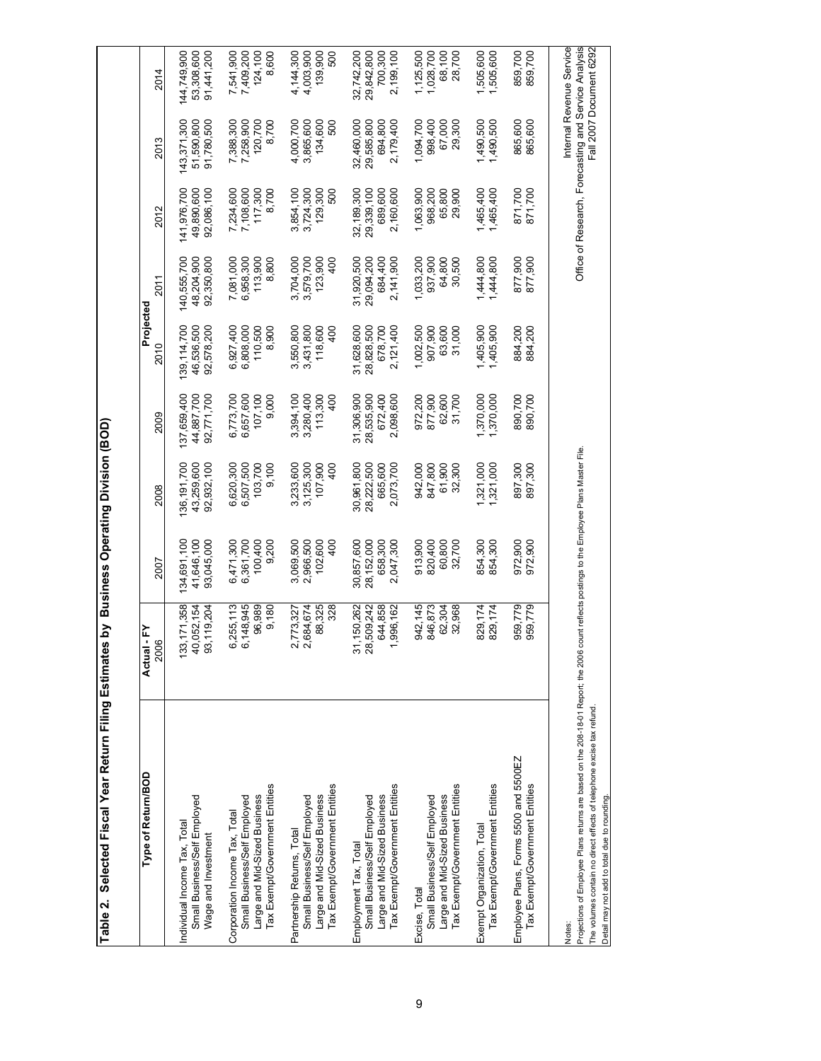# Table 2. Selected Fiscal Year Return Filing Estimates by Business Operating Division (BOD)

| Type of Return/BOD | Actual - FY 2006 | Projected 2007 | 2008 | 2009 | 2010 | 2011 | 2012 | 2013 | 2014 |
|---|---|---|---|---|---|---|---|---|---|
| Individual Income Tax, Total | 133,171,358 | 134,691,100 | 136,191,700 | 137,659,400 | 139,114,700 | 140,555,700 | 141,976,700 | 143,371,300 | 144,749,900 |
| Small Business/Self Employed | 40,052,154 | 41,646,100 | 43,259,600 | 44,887,700 | 46,536,500 | 48,204,900 | 49,890,600 | 51,590,800 | 53,308,600 |
| Wage and Investment | 93,119,204 | 93,045,000 | 92,932,100 | 92,771,700 | 92,578,200 | 92,350,800 | 92,086,100 | 91,780,500 | 91,441,200 |
| Corporation Income Tax, Total | 6,255,113 | 6,471,300 | 6,620,300 | 6,773,700 | 6,927,400 | 7,081,000 | 7,234,600 | 7,388,300 | 7,541,900 |
| Small Business/Self Employed | 6,148,945 | 6,361,700 | 6,507,500 | 6,657,600 | 6,808,000 | 6,958,300 | 7,108,600 | 7,258,900 | 7,409,200 |
| Large and Mid-Sized Business | 96,989 | 100,400 | 103,700 | 107,100 | 110,500 | 113,900 | 117,300 | 120,700 | 124,100 |
| Tax Exempt/Government Entities | 9,180 | 9,200 | 9,100 | 9,000 | 8,900 | 8,800 | 8,700 | 8,700 | 8,600 |
| Partnership Returns, Total | 2,773,327 | 3,069,500 | 3,233,600 | 3,394,100 | 3,550,800 | 3,704,000 | 3,854,100 | 4,000,700 | 4,144,300 |
| Small Business/Self Employed | 2,684,674 | 2,966,500 | 3,125,300 | 3,280,400 | 3,431,800 | 3,579,700 | 3,724,300 | 3,865,600 | 4,003,900 |
| Large and Mid-Sized Business | 88,325 | 102,600 | 107,900 | 113,300 | 118,600 | 123,900 | 129,300 | 134,600 | 139,900 |
| Tax Exempt/Government Entities | 328 | 400 | 400 | 400 | 400 | 400 | 500 | 500 | 500 |
| Employment Tax, Total | 31,150,262 | 30,857,600 | 30,961,800 | 31,306,900 | 31,628,600 | 31,920,500 | 32,189,300 | 32,460,000 | 32,742,200 |
| Small Business/Self Employed | 28,509,242 | 28,152,000 | 28,222,500 | 28,535,900 | 28,828,500 | 29,094,200 | 29,339,100 | 29,585,800 | 29,842,800 |
| Large and Mid-Sized Business | 644,858 | 658,300 | 665,600 | 672,400 | 678,700 | 684,400 | 689,600 | 694,800 | 700,300 |
| Tax Exempt/Government Entities | 1,996,162 | 2,047,300 | 2,073,700 | 2,098,600 | 2,121,400 | 2,141,900 | 2,160,600 | 2,179,400 | 2,199,100 |
| Excise, Total | 942,145 | 913,900 | 942,000 | 972,200 | 1,002,500 | 1,033,200 | 1,063,900 | 1,094,700 | 1,125,500 |
| Small Business/Self Employed | 846,873 | 820,400 | 847,800 | 877,900 | 907,900 | 937,900 | 968,200 | 998,400 | 1,028,700 |
| Large and Mid-Sized Business | 62,304 | 60,800 | 61,900 | 62,600 | 63,600 | 64,800 | 65,800 | 67,000 | 68,100 |
| Tax Exempt/Government Entities | 32,968 | 32,700 | 32,300 | 31,700 | 31,000 | 30,500 | 29,900 | 29,300 | 28,700 |
| Exempt Organization, Total | 829,174 | 854,300 | 1,321,000 | 1,370,000 | 1,405,900 | 1,444,800 | 1,465,400 | 1,490,500 | 1,505,600 |
| Tax Exempt/Government Entities | 829,174 | 854,300 | 1,321,000 | 1,370,000 | 1,405,900 | 1,444,800 | 1,465,400 | 1,490,500 | 1,505,600 |
| Employee Plans, Forms 5500 and 5500EZ | 959,779 | 972,900 | 897,300 | 890,700 | 884,200 | 877,900 | 871,700 | 865,600 | 859,700 |
| Tax Exempt/Government Entities | 959,779 | 972,900 | 897,300 | 890,700 | 884,200 | 877,900 | 871,700 | 865,600 | 859,700 |

Notes:
Projections of Employee Plans returns are based on the 208-18-01 Report; the 2006 count reflects postings to the Employee Plans Master File.
The volumes contain no direct effects of telephone excise tax refund.
Detail may not add to total due to rounding.

Internal Revenue Service
Office of Research, Forecasting and Service Analysis
Fall 2007 Document 6292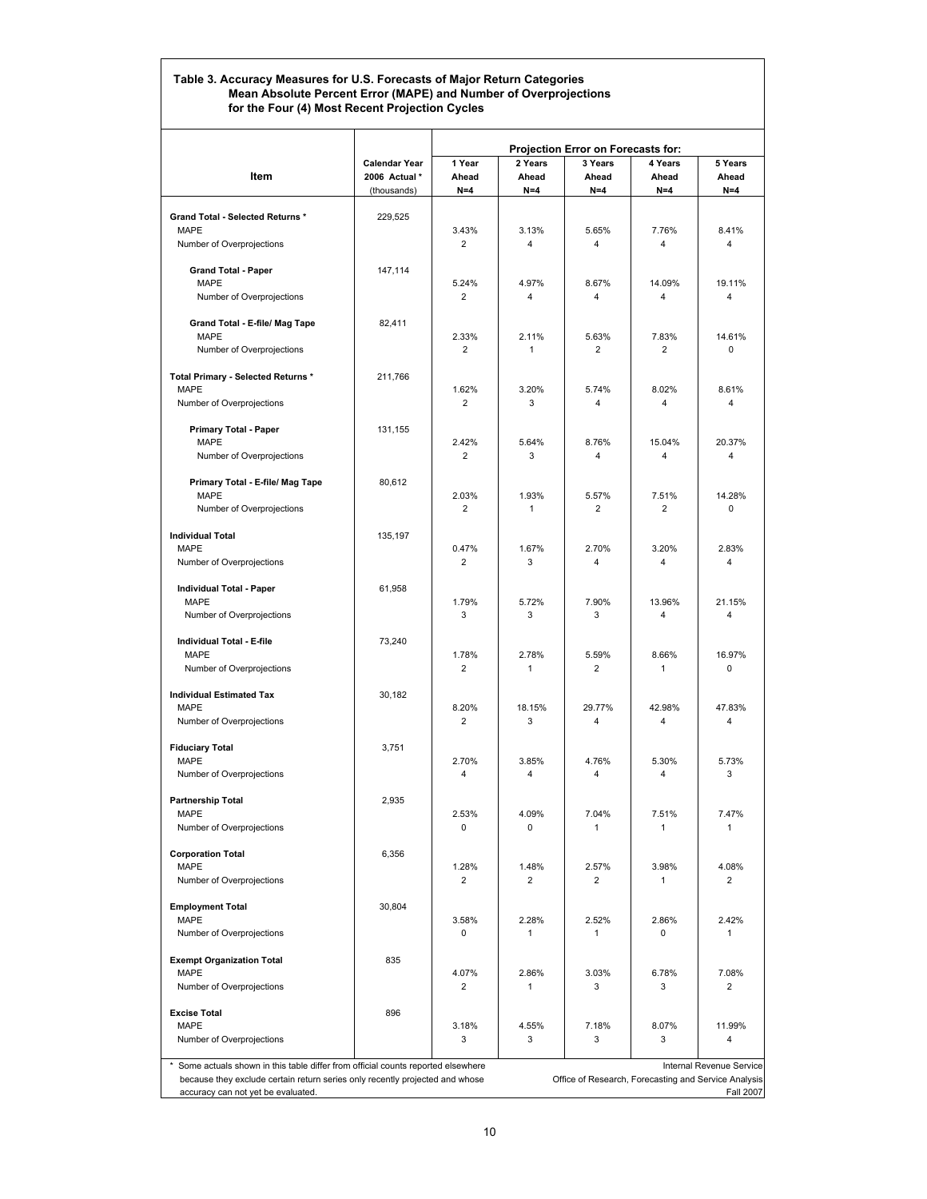**Table 3. Accuracy Measures for U.S. Forecasts of Major Return Categories**
**Mean Absolute Percent Error (MAPE) and Number of Overprojections**
**for the Four (4) Most Recent Projection Cycles**

| Item | Calendar Year 2006 Actual * (thousands) | Projection Error on Forecasts for: 1 Year Ahead N=4 | 2 Years Ahead N=4 | 3 Years Ahead N=4 | 4 Years Ahead N=4 | 5 Years Ahead N=4 |
|---|---|---|---|---|---|---|
| **Grand Total - Selected Returns *** | 229,525 | | | | | |
| MAPE | | 3.43% | 3.13% | 5.65% | 7.76% | 8.41% |
| Number of Overprojections | | 2 | 4 | 4 | 4 | 4 |
| **Grand Total - Paper** | 147,114 | | | | | |
| MAPE | | 5.24% | 4.97% | 8.67% | 14.09% | 19.11% |
| Number of Overprojections | | 2 | 4 | 4 | 4 | 4 |
| **Grand Total - E-file/ Mag Tape** | 82,411 | | | | | |
| MAPE | | 2.33% | 2.11% | 5.63% | 7.83% | 14.61% |
| Number of Overprojections | | 2 | 1 | 2 | 2 | 0 |
| **Total Primary - Selected Returns *** | 211,766 | | | | | |
| MAPE | | 1.62% | 3.20% | 5.74% | 8.02% | 8.61% |
| Number of Overprojections | | 2 | 3 | 4 | 4 | 4 |
| **Primary Total - Paper** | 131,155 | | | | | |
| MAPE | | 2.42% | 5.64% | 8.76% | 15.04% | 20.37% |
| Number of Overprojections | | 2 | 3 | 4 | 4 | 4 |
| **Primary Total - E-file/ Mag Tape** | 80,612 | | | | | |
| MAPE | | 2.03% | 1.93% | 5.57% | 7.51% | 14.28% |
| Number of Overprojections | | 2 | 1 | 2 | 2 | 0 |
| **Individual Total** | 135,197 | | | | | |
| MAPE | | 0.47% | 1.67% | 2.70% | 3.20% | 2.83% |
| Number of Overprojections | | 2 | 3 | 4 | 4 | 4 |
| **Individual Total - Paper** | 61,958 | | | | | |
| MAPE | | 1.79% | 5.72% | 7.90% | 13.96% | 21.15% |
| Number of Overprojections | | 3 | 3 | 3 | 4 | 4 |
| **Individual Total - E-file** | 73,240 | | | | | |
| MAPE | | 1.78% | 2.78% | 5.59% | 8.66% | 16.97% |
| Number of Overprojections | | 2 | 1 | 2 | 1 | 0 |
| **Individual Estimated Tax** | 30,182 | | | | | |
| MAPE | | 8.20% | 18.15% | 29.77% | 42.98% | 47.83% |
| Number of Overprojections | | 2 | 3 | 4 | 4 | 4 |
| **Fiduciary Total** | 3,751 | | | | | |
| MAPE | | 2.70% | 3.85% | 4.76% | 5.30% | 5.73% |
| Number of Overprojections | | 4 | 4 | 4 | 4 | 3 |
| **Partnership Total** | 2,935 | | | | | |
| MAPE | | 2.53% | 4.09% | 7.04% | 7.51% | 7.47% |
| Number of Overprojections | | 0 | 0 | 1 | 1 | 1 |
| **Corporation Total** | 6,356 | | | | | |
| MAPE | | 1.28% | 1.48% | 2.57% | 3.98% | 4.08% |
| Number of Overprojections | | 2 | 2 | 2 | 1 | 2 |
| **Employment Total** | 30,804 | | | | | |
| MAPE | | 3.58% | 2.28% | 2.52% | 2.86% | 2.42% |
| Number of Overprojections | | 0 | 1 | 1 | 0 | 1 |
| **Exempt Organization Total** | 835 | | | | | |
| MAPE | | 4.07% | 2.86% | 3.03% | 6.78% | 7.08% |
| Number of Overprojections | | 2 | 1 | 3 | 3 | 2 |
| **Excise Total** | 896 | | | | | |
| MAPE | | 3.18% | 4.55% | 7.18% | 8.07% | 11.99% |
| Number of Overprojections | | 3 | 3 | 3 | 3 | 4 |

\* Some actuals shown in this table differ from official counts reported elsewhere because they exclude certain return series only recently projected and whose accuracy can not yet be evaluated.

Internal Revenue Service
Office of Research, Forecasting and Service Analysis
Fall 2007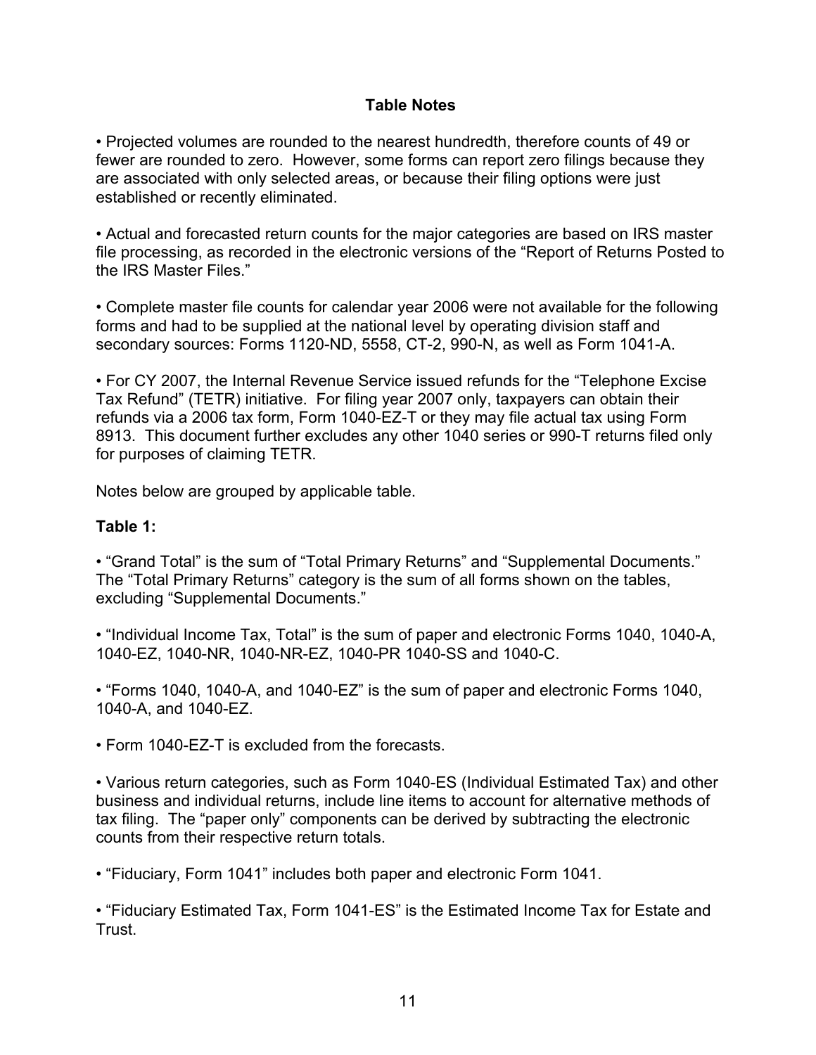## Table Notes

• Projected volumes are rounded to the nearest hundredth, therefore counts of 49 or fewer are rounded to zero. However, some forms can report zero filings because they are associated with only selected areas, or because their filing options were just established or recently eliminated.

• Actual and forecasted return counts for the major categories are based on IRS master file processing, as recorded in the electronic versions of the "Report of Returns Posted to the IRS Master Files."

• Complete master file counts for calendar year 2006 were not available for the following forms and had to be supplied at the national level by operating division staff and secondary sources: Forms 1120-ND, 5558, CT-2, 990-N, as well as Form 1041-A.

• For CY 2007, the Internal Revenue Service issued refunds for the "Telephone Excise Tax Refund" (TETR) initiative. For filing year 2007 only, taxpayers can obtain their refunds via a 2006 tax form, Form 1040-EZ-T or they may file actual tax using Form 8913. This document further excludes any other 1040 series or 990-T returns filed only for purposes of claiming TETR.

Notes below are grouped by applicable table.

### Table 1:

• "Grand Total" is the sum of "Total Primary Returns" and "Supplemental Documents." The "Total Primary Returns" category is the sum of all forms shown on the tables, excluding "Supplemental Documents."

• "Individual Income Tax, Total" is the sum of paper and electronic Forms 1040, 1040-A, 1040-EZ, 1040-NR, 1040-NR-EZ, 1040-PR 1040-SS and 1040-C.

• "Forms 1040, 1040-A, and 1040-EZ" is the sum of paper and electronic Forms 1040, 1040-A, and 1040-EZ.

• Form 1040-EZ-T is excluded from the forecasts.

• Various return categories, such as Form 1040-ES (Individual Estimated Tax) and other business and individual returns, include line items to account for alternative methods of tax filing. The "paper only" components can be derived by subtracting the electronic counts from their respective return totals.

• "Fiduciary, Form 1041" includes both paper and electronic Form 1041.

• "Fiduciary Estimated Tax, Form 1041-ES" is the Estimated Income Tax for Estate and Trust.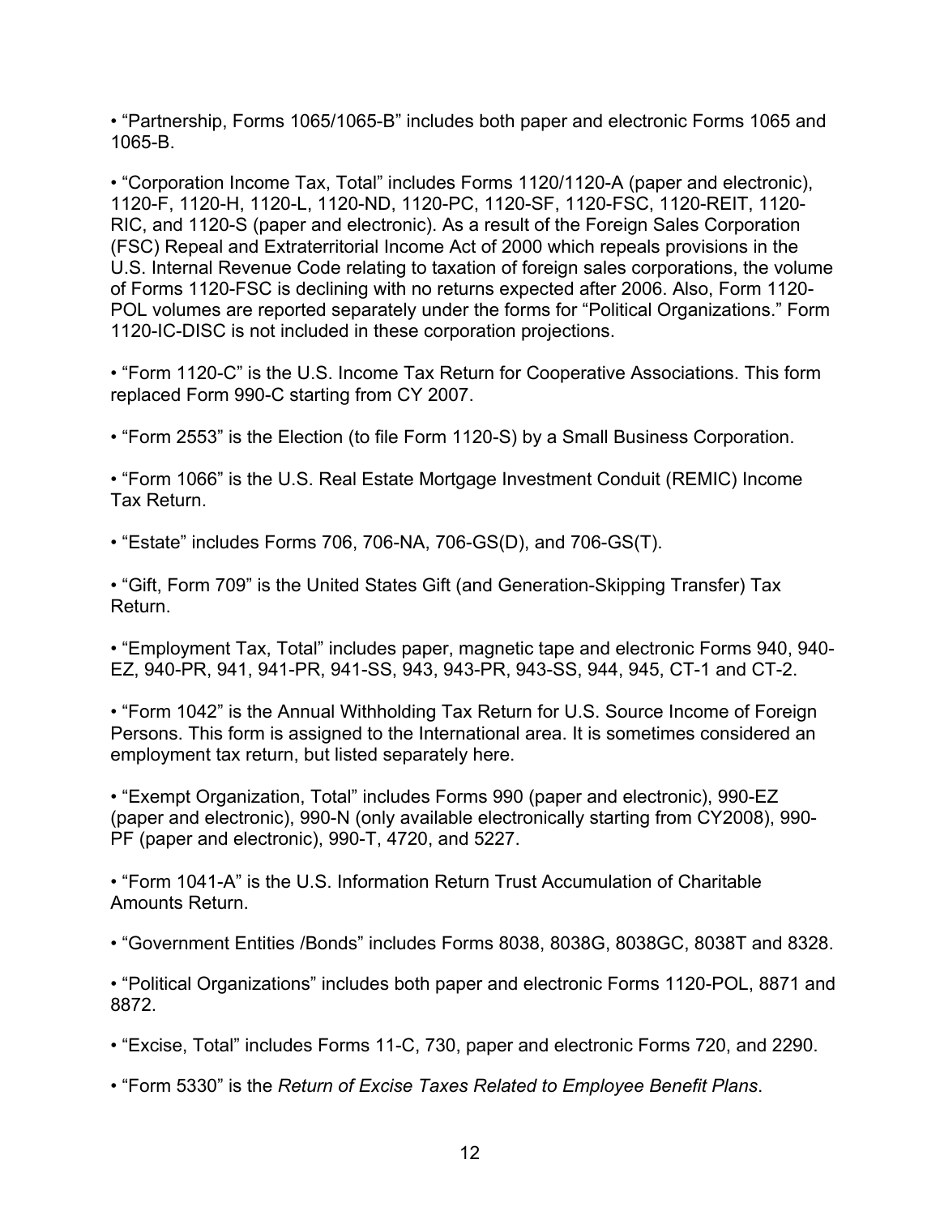- "Partnership, Forms 1065/1065-B" includes both paper and electronic Forms 1065 and 1065-B.

- "Corporation Income Tax, Total" includes Forms 1120/1120-A (paper and electronic), 1120-F, 1120-H, 1120-L, 1120-ND, 1120-PC, 1120-SF, 1120-FSC, 1120-REIT, 1120-RIC, and 1120-S (paper and electronic). As a result of the Foreign Sales Corporation (FSC) Repeal and Extraterritorial Income Act of 2000 which repeals provisions in the U.S. Internal Revenue Code relating to taxation of foreign sales corporations, the volume of Forms 1120-FSC is declining with no returns expected after 2006. Also, Form 1120-POL volumes are reported separately under the forms for "Political Organizations." Form 1120-IC-DISC is not included in these corporation projections.

- "Form 1120-C" is the U.S. Income Tax Return for Cooperative Associations. This form replaced Form 990-C starting from CY 2007.

- "Form 2553" is the Election (to file Form 1120-S) by a Small Business Corporation.

- "Form 1066" is the U.S. Real Estate Mortgage Investment Conduit (REMIC) Income Tax Return.

- "Estate" includes Forms 706, 706-NA, 706-GS(D), and 706-GS(T).

- "Gift, Form 709" is the United States Gift (and Generation-Skipping Transfer) Tax Return.

- "Employment Tax, Total" includes paper, magnetic tape and electronic Forms 940, 940-EZ, 940-PR, 941, 941-PR, 941-SS, 943, 943-PR, 943-SS, 944, 945, CT-1 and CT-2.

- "Form 1042" is the Annual Withholding Tax Return for U.S. Source Income of Foreign Persons. This form is assigned to the International area. It is sometimes considered an employment tax return, but listed separately here.

- "Exempt Organization, Total" includes Forms 990 (paper and electronic), 990-EZ (paper and electronic), 990-N (only available electronically starting from CY2008), 990-PF (paper and electronic), 990-T, 4720, and 5227.

- "Form 1041-A" is the U.S. Information Return Trust Accumulation of Charitable Amounts Return.

- "Government Entities /Bonds" includes Forms 8038, 8038G, 8038GC, 8038T and 8328.

- "Political Organizations" includes both paper and electronic Forms 1120-POL, 8871 and 8872.

- "Excise, Total" includes Forms 11-C, 730, paper and electronic Forms 720, and 2290.

- "Form 5330" is the *Return of Excise Taxes Related to Employee Benefit Plans*.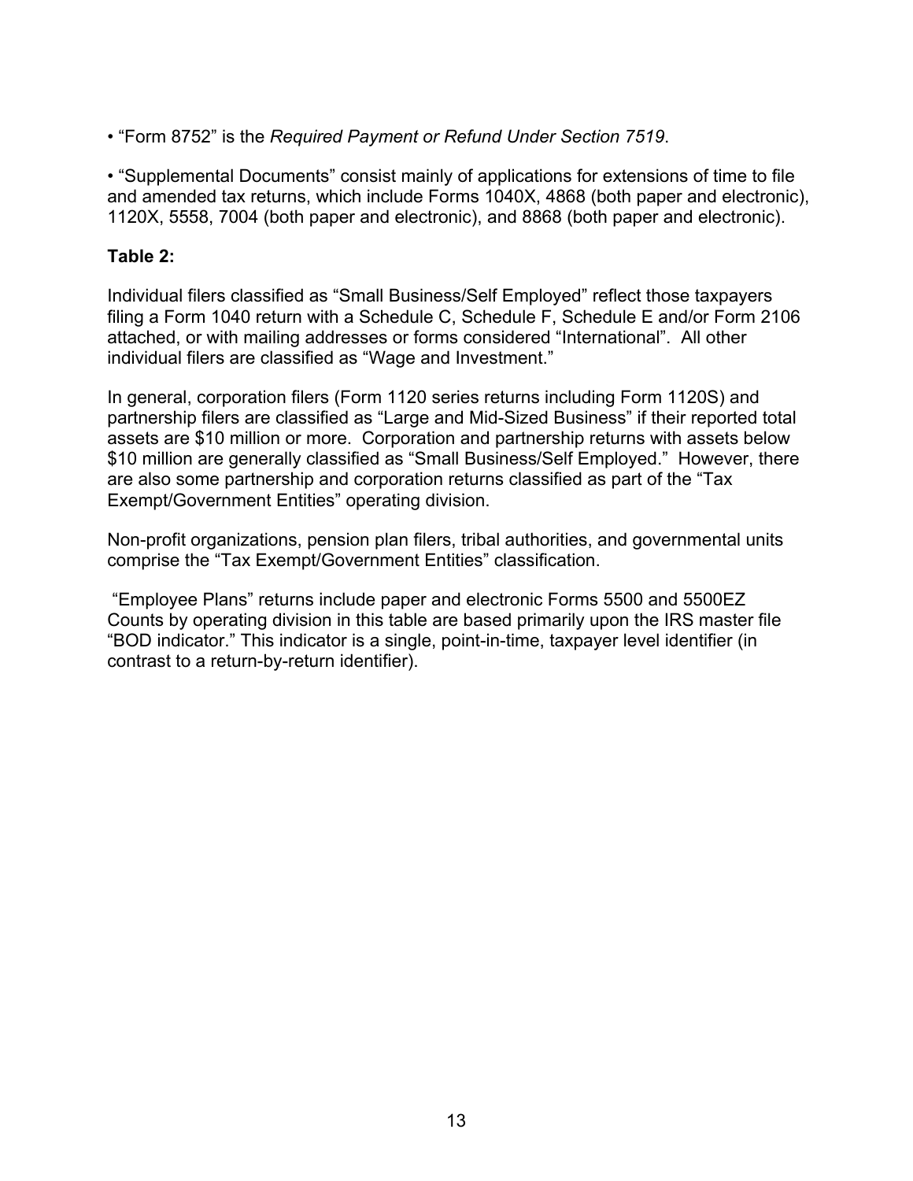- "Form 8752" is the *Required Payment or Refund Under Section 7519*.

- "Supplemental Documents" consist mainly of applications for extensions of time to file and amended tax returns, which include Forms 1040X, 4868 (both paper and electronic), 1120X, 5558, 7004 (both paper and electronic), and 8868 (both paper and electronic).

**Table 2:**

Individual filers classified as "Small Business/Self Employed" reflect those taxpayers filing a Form 1040 return with a Schedule C, Schedule F, Schedule E and/or Form 2106 attached, or with mailing addresses or forms considered "International". All other individual filers are classified as "Wage and Investment."

In general, corporation filers (Form 1120 series returns including Form 1120S) and partnership filers are classified as "Large and Mid-Sized Business" if their reported total assets are $10 million or more. Corporation and partnership returns with assets below $10 million are generally classified as "Small Business/Self Employed." However, there are also some partnership and corporation returns classified as part of the "Tax Exempt/Government Entities" operating division.

Non-profit organizations, pension plan filers, tribal authorities, and governmental units comprise the "Tax Exempt/Government Entities" classification.

"Employee Plans" returns include paper and electronic Forms 5500 and 5500EZ Counts by operating division in this table are based primarily upon the IRS master file "BOD indicator." This indicator is a single, point-in-time, taxpayer level identifier (in contrast to a return-by-return identifier).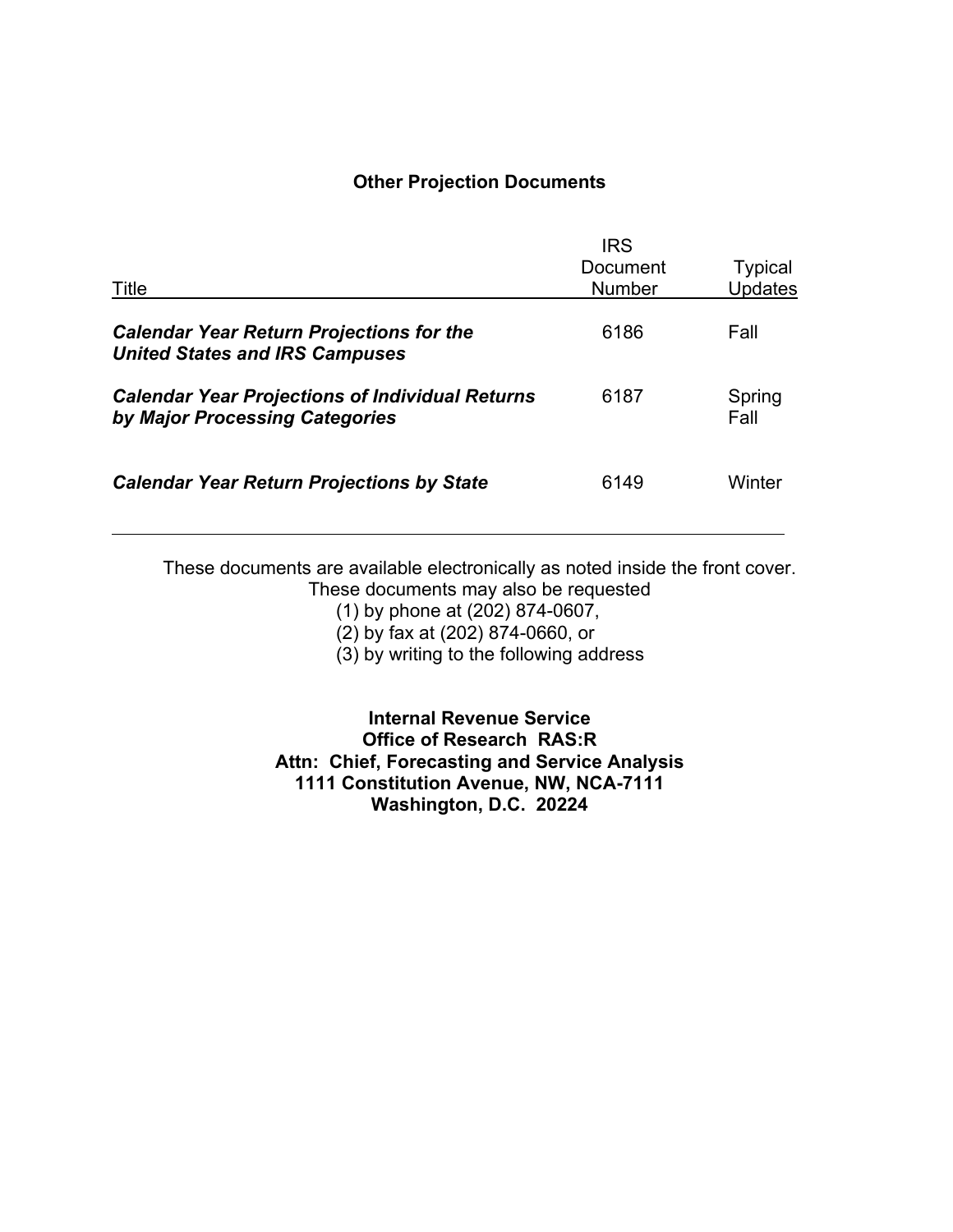## Other Projection Documents

| Title | IRS Document Number | Typical Updates |
| --- | --- | --- |
| ***Calendar Year Return Projections for the United States and IRS Campuses*** | 6186 | Fall |
| ***Calendar Year Projections of Individual Returns by Major Processing Categories*** | 6187 | Spring<br>Fall |
| ***Calendar Year Return Projections by State*** | 6149 | Winter |

These documents are available electronically as noted inside the front cover.
These documents may also be requested

(1) by phone at (202) 874-0607,
(2) by fax at (202) 874-0660, or
(3) by writing to the following address

**Internal Revenue Service**
**Office of Research RAS:R**
**Attn: Chief, Forecasting and Service Analysis**
**1111 Constitution Avenue, NW, NCA-7111**
**Washington, D.C. 20224**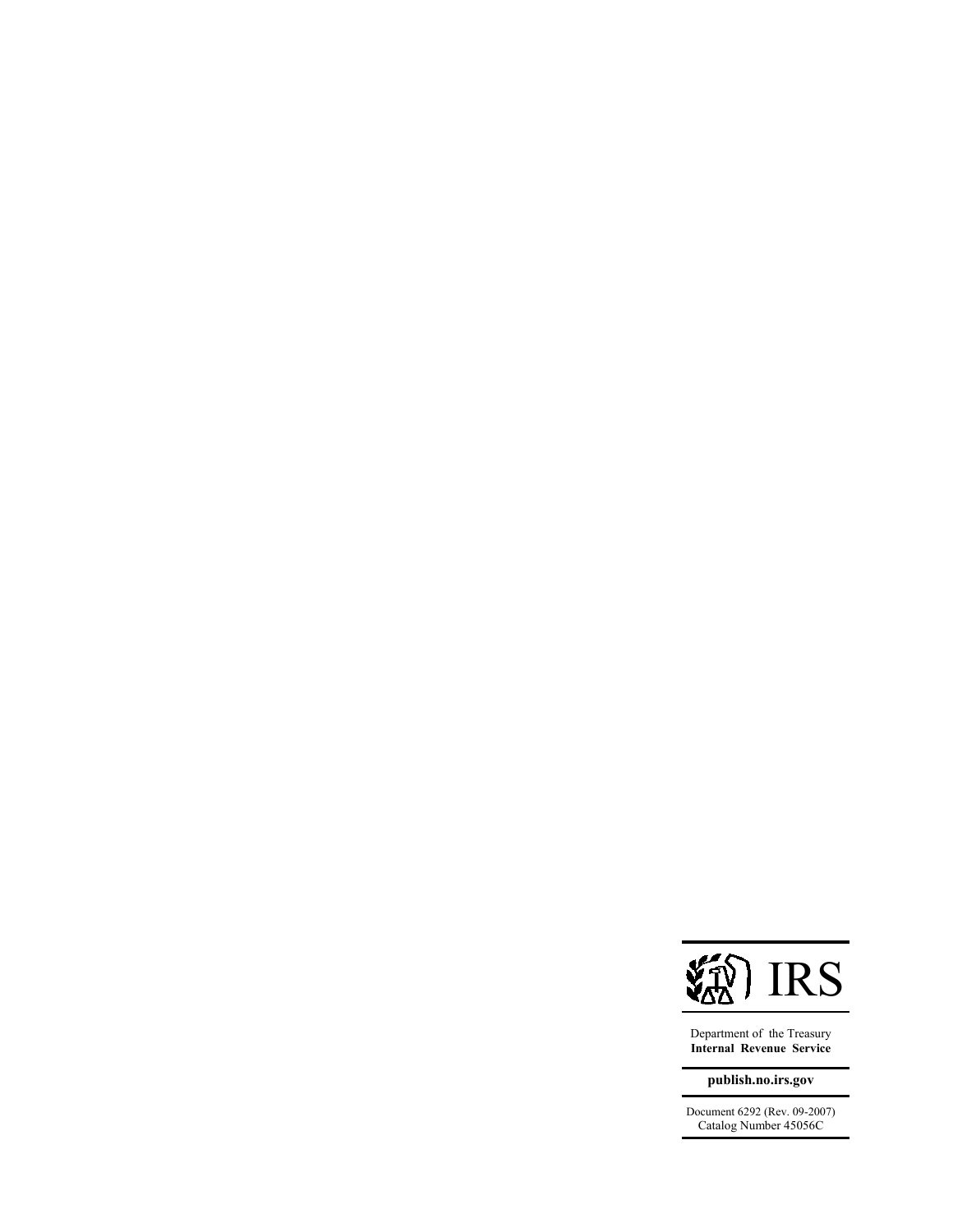IRS

Department of the Treasury
**Internal Revenue Service**

**publish.no.irs.gov**

Document 6292 (Rev. 09-2007)
Catalog Number 45056C